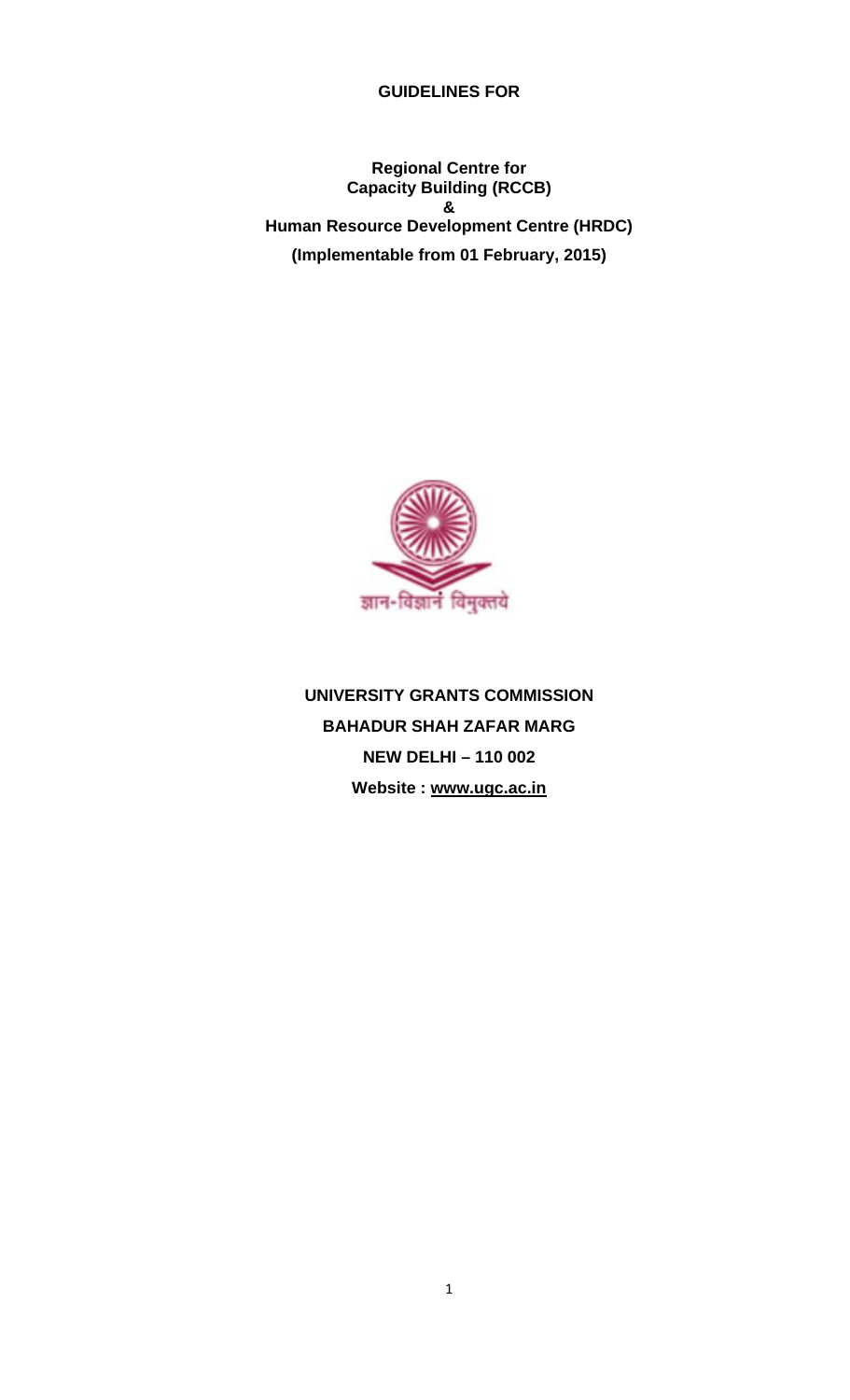# GUIDELINES FOR

## Regional Centre for Capacity Building (RCCB) & Human Resource Development Centre (HRDC)

**(Implementable from 01 February, 2015)**

ज्ञान-विज्ञानं विमुक्तये

**UNIVERSITY GRANTS COMMISSION**

**BAHADUR SHAH ZAFAR MARG**

**NEW DELHI – 110 002**

**Website : www.ugc.ac.in**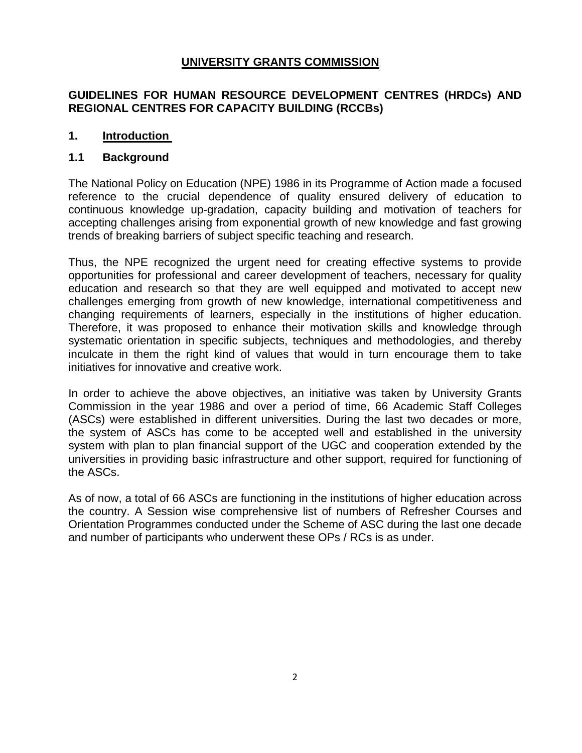## UNIVERSITY GRANTS COMMISSION

### GUIDELINES FOR HUMAN RESOURCE DEVELOPMENT CENTRES (HRDCs) AND REGIONAL CENTRES FOR CAPACITY BUILDING (RCCBs)

### 1. Introduction

### 1.1 Background

The National Policy on Education (NPE) 1986 in its Programme of Action made a focused reference to the crucial dependence of quality ensured delivery of education to continuous knowledge up-gradation, capacity building and motivation of teachers for accepting challenges arising from exponential growth of new knowledge and fast growing trends of breaking barriers of subject specific teaching and research.

Thus, the NPE recognized the urgent need for creating effective systems to provide opportunities for professional and career development of teachers, necessary for quality education and research so that they are well equipped and motivated to accept new challenges emerging from growth of new knowledge, international competitiveness and changing requirements of learners, especially in the institutions of higher education. Therefore, it was proposed to enhance their motivation skills and knowledge through systematic orientation in specific subjects, techniques and methodologies, and thereby inculcate in them the right kind of values that would in turn encourage them to take initiatives for innovative and creative work.

In order to achieve the above objectives, an initiative was taken by University Grants Commission in the year 1986 and over a period of time, 66 Academic Staff Colleges (ASCs) were established in different universities. During the last two decades or more, the system of ASCs has come to be accepted well and established in the university system with plan to plan financial support of the UGC and cooperation extended by the universities in providing basic infrastructure and other support, required for functioning of the ASCs.

As of now, a total of 66 ASCs are functioning in the institutions of higher education across the country. A Session wise comprehensive list of numbers of Refresher Courses and Orientation Programmes conducted under the Scheme of ASC during the last one decade and number of participants who underwent these OPs / RCs is as under.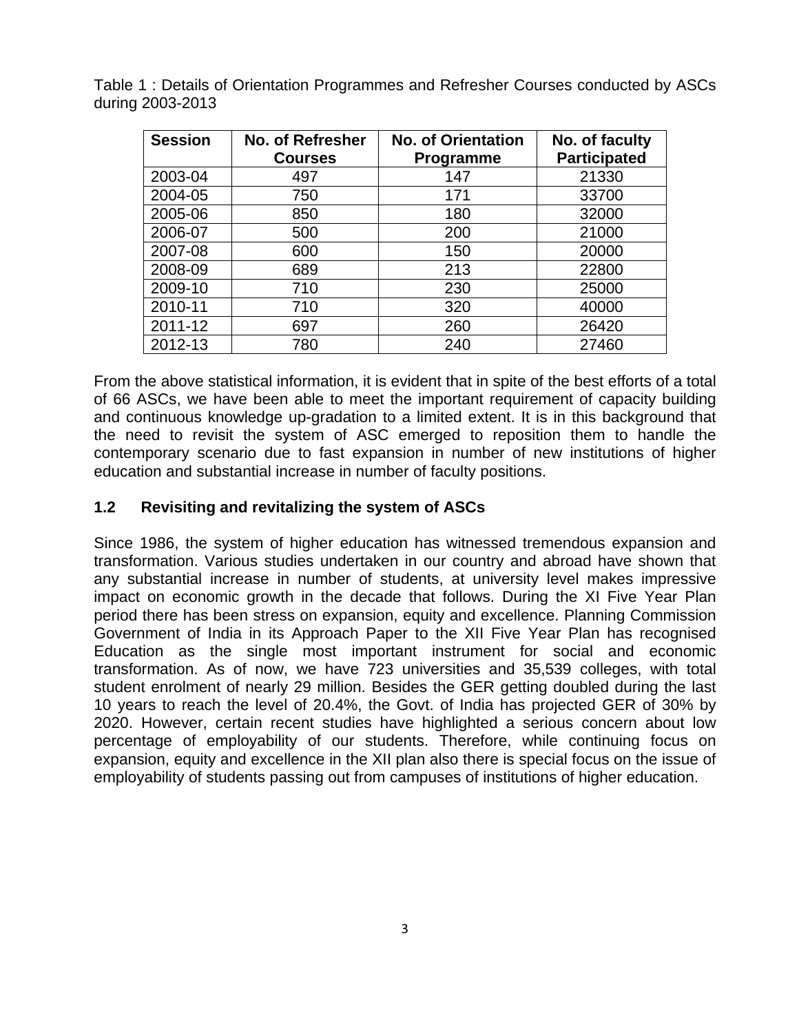Table 1 : Details of Orientation Programmes and Refresher Courses conducted by ASCs during 2003-2013

| Session | No. of Refresher Courses | No. of Orientation Programme | No. of faculty Participated |
|---|---|---|---|
| 2003-04 | 497 | 147 | 21330 |
| 2004-05 | 750 | 171 | 33700 |
| 2005-06 | 850 | 180 | 32000 |
| 2006-07 | 500 | 200 | 21000 |
| 2007-08 | 600 | 150 | 20000 |
| 2008-09 | 689 | 213 | 22800 |
| 2009-10 | 710 | 230 | 25000 |
| 2010-11 | 710 | 320 | 40000 |
| 2011-12 | 697 | 260 | 26420 |
| 2012-13 | 780 | 240 | 27460 |

From the above statistical information, it is evident that in spite of the best efforts of a total of 66 ASCs, we have been able to meet the important requirement of capacity building and continuous knowledge up-gradation to a limited extent. It is in this background that the need to revisit the system of ASC emerged to reposition them to handle the contemporary scenario due to fast expansion in number of new institutions of higher education and substantial increase in number of faculty positions.

### 1.2 Revisiting and revitalizing the system of ASCs

Since 1986, the system of higher education has witnessed tremendous expansion and transformation. Various studies undertaken in our country and abroad have shown that any substantial increase in number of students, at university level makes impressive impact on economic growth in the decade that follows. During the XI Five Year Plan period there has been stress on expansion, equity and excellence. Planning Commission Government of India in its Approach Paper to the XII Five Year Plan has recognised Education as the single most important instrument for social and economic transformation. As of now, we have 723 universities and 35,539 colleges, with total student enrolment of nearly 29 million. Besides the GER getting doubled during the last 10 years to reach the level of 20.4%, the Govt. of India has projected GER of 30% by 2020. However, certain recent studies have highlighted a serious concern about low percentage of employability of our students. Therefore, while continuing focus on expansion, equity and excellence in the XII plan also there is special focus on the issue of employability of students passing out from campuses of institutions of higher education.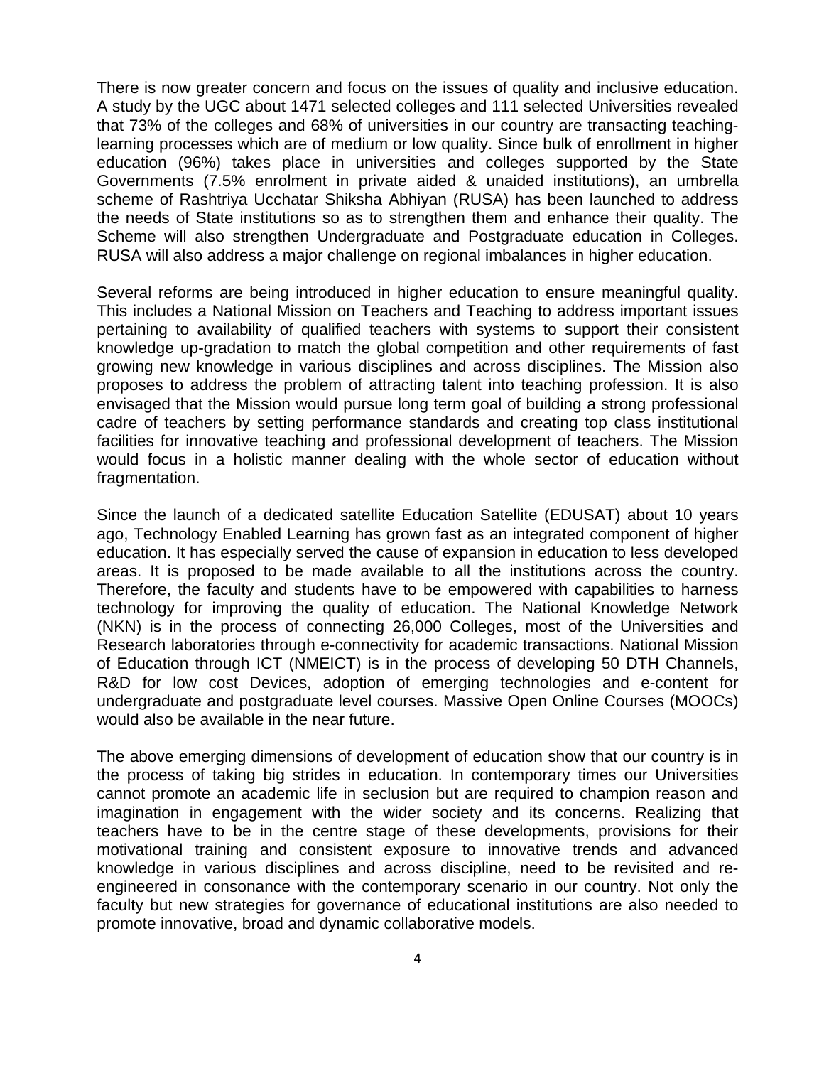There is now greater concern and focus on the issues of quality and inclusive education. A study by the UGC about 1471 selected colleges and 111 selected Universities revealed that 73% of the colleges and 68% of universities in our country are transacting teaching-learning processes which are of medium or low quality. Since bulk of enrollment in higher education (96%) takes place in universities and colleges supported by the State Governments (7.5% enrolment in private aided & unaided institutions), an umbrella scheme of Rashtriya Ucchatar Shiksha Abhiyan (RUSA) has been launched to address the needs of State institutions so as to strengthen them and enhance their quality. The Scheme will also strengthen Undergraduate and Postgraduate education in Colleges. RUSA will also address a major challenge on regional imbalances in higher education.

Several reforms are being introduced in higher education to ensure meaningful quality. This includes a National Mission on Teachers and Teaching to address important issues pertaining to availability of qualified teachers with systems to support their consistent knowledge up-gradation to match the global competition and other requirements of fast growing new knowledge in various disciplines and across disciplines. The Mission also proposes to address the problem of attracting talent into teaching profession. It is also envisaged that the Mission would pursue long term goal of building a strong professional cadre of teachers by setting performance standards and creating top class institutional facilities for innovative teaching and professional development of teachers. The Mission would focus in a holistic manner dealing with the whole sector of education without fragmentation.

Since the launch of a dedicated satellite Education Satellite (EDUSAT) about 10 years ago, Technology Enabled Learning has grown fast as an integrated component of higher education. It has especially served the cause of expansion in education to less developed areas. It is proposed to be made available to all the institutions across the country. Therefore, the faculty and students have to be empowered with capabilities to harness technology for improving the quality of education. The National Knowledge Network (NKN) is in the process of connecting 26,000 Colleges, most of the Universities and Research laboratories through e-connectivity for academic transactions. National Mission of Education through ICT (NMEICT) is in the process of developing 50 DTH Channels, R&D for low cost Devices, adoption of emerging technologies and e-content for undergraduate and postgraduate level courses. Massive Open Online Courses (MOOCs) would also be available in the near future.

The above emerging dimensions of development of education show that our country is in the process of taking big strides in education. In contemporary times our Universities cannot promote an academic life in seclusion but are required to champion reason and imagination in engagement with the wider society and its concerns. Realizing that teachers have to be in the centre stage of these developments, provisions for their motivational training and consistent exposure to innovative trends and advanced knowledge in various disciplines and across discipline, need to be revisited and re-engineered in consonance with the contemporary scenario in our country. Not only the faculty but new strategies for governance of educational institutions are also needed to promote innovative, broad and dynamic collaborative models.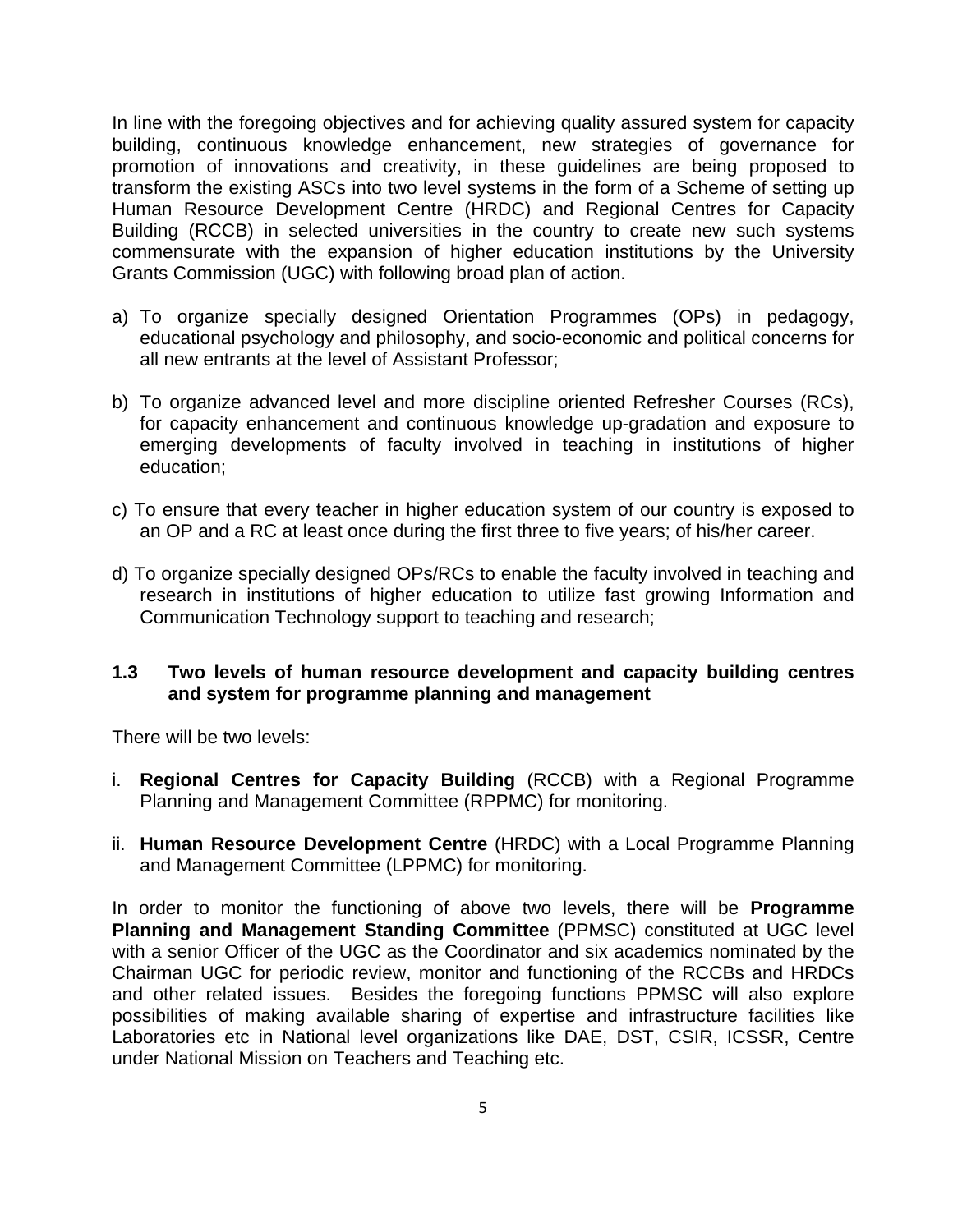In line with the foregoing objectives and for achieving quality assured system for capacity building, continuous knowledge enhancement, new strategies of governance for promotion of innovations and creativity, in these guidelines are being proposed to transform the existing ASCs into two level systems in the form of a Scheme of setting up Human Resource Development Centre (HRDC) and Regional Centres for Capacity Building (RCCB) in selected universities in the country to create new such systems commensurate with the expansion of higher education institutions by the University Grants Commission (UGC) with following broad plan of action.

a) To organize specially designed Orientation Programmes (OPs) in pedagogy, educational psychology and philosophy, and socio-economic and political concerns for all new entrants at the level of Assistant Professor;

b) To organize advanced level and more discipline oriented Refresher Courses (RCs), for capacity enhancement and continuous knowledge up-gradation and exposure to emerging developments of faculty involved in teaching in institutions of higher education;

c) To ensure that every teacher in higher education system of our country is exposed to an OP and a RC at least once during the first three to five years; of his/her career.

d) To organize specially designed OPs/RCs to enable the faculty involved in teaching and research in institutions of higher education to utilize fast growing Information and Communication Technology support to teaching and research;

### 1.3 Two levels of human resource development and capacity building centres and system for programme planning and management

There will be two levels:

i. **Regional Centres for Capacity Building** (RCCB) with a Regional Programme Planning and Management Committee (RPPMC) for monitoring.

ii. **Human Resource Development Centre** (HRDC) with a Local Programme Planning and Management Committee (LPPMC) for monitoring.

In order to monitor the functioning of above two levels, there will be **Programme Planning and Management Standing Committee** (PPMSC) constituted at UGC level with a senior Officer of the UGC as the Coordinator and six academics nominated by the Chairman UGC for periodic review, monitor and functioning of the RCCBs and HRDCs and other related issues. Besides the foregoing functions PPMSC will also explore possibilities of making available sharing of expertise and infrastructure facilities like Laboratories etc in National level organizations like DAE, DST, CSIR, ICSSR, Centre under National Mission on Teachers and Teaching etc.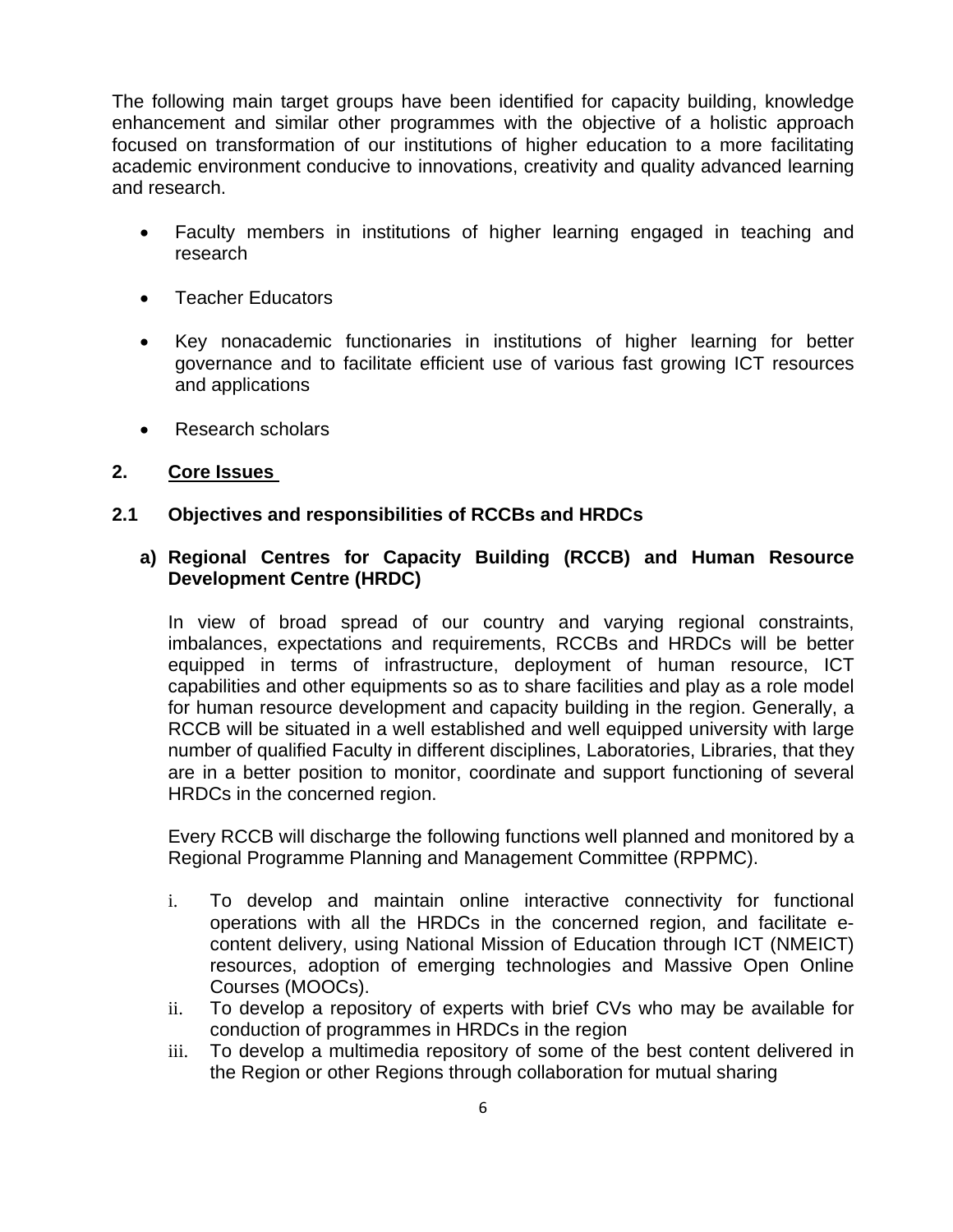The following main target groups have been identified for capacity building, knowledge enhancement and similar other programmes with the objective of a holistic approach focused on transformation of our institutions of higher education to a more facilitating academic environment conducive to innovations, creativity and quality advanced learning and research.

- Faculty members in institutions of higher learning engaged in teaching and research
- Teacher Educators
- Key nonacademic functionaries in institutions of higher learning for better governance and to facilitate efficient use of various fast growing ICT resources and applications
- Research scholars

## 2. Core Issues

### 2.1 Objectives and responsibilities of RCCBs and HRDCs

**a) Regional Centres for Capacity Building (RCCB) and Human Resource Development Centre (HRDC)**

In view of broad spread of our country and varying regional constraints, imbalances, expectations and requirements, RCCBs and HRDCs will be better equipped in terms of infrastructure, deployment of human resource, ICT capabilities and other equipments so as to share facilities and play as a role model for human resource development and capacity building in the region. Generally, a RCCB will be situated in a well established and well equipped university with large number of qualified Faculty in different disciplines, Laboratories, Libraries, that they are in a better position to monitor, coordinate and support functioning of several HRDCs in the concerned region.

Every RCCB will discharge the following functions well planned and monitored by a Regional Programme Planning and Management Committee (RPPMC).

i. To develop and maintain online interactive connectivity for functional operations with all the HRDCs in the concerned region, and facilitate e-content delivery, using National Mission of Education through ICT (NMEICT) resources, adoption of emerging technologies and Massive Open Online Courses (MOOCs).
ii. To develop a repository of experts with brief CVs who may be available for conduction of programmes in HRDCs in the region
iii. To develop a multimedia repository of some of the best content delivered in the Region or other Regions through collaboration for mutual sharing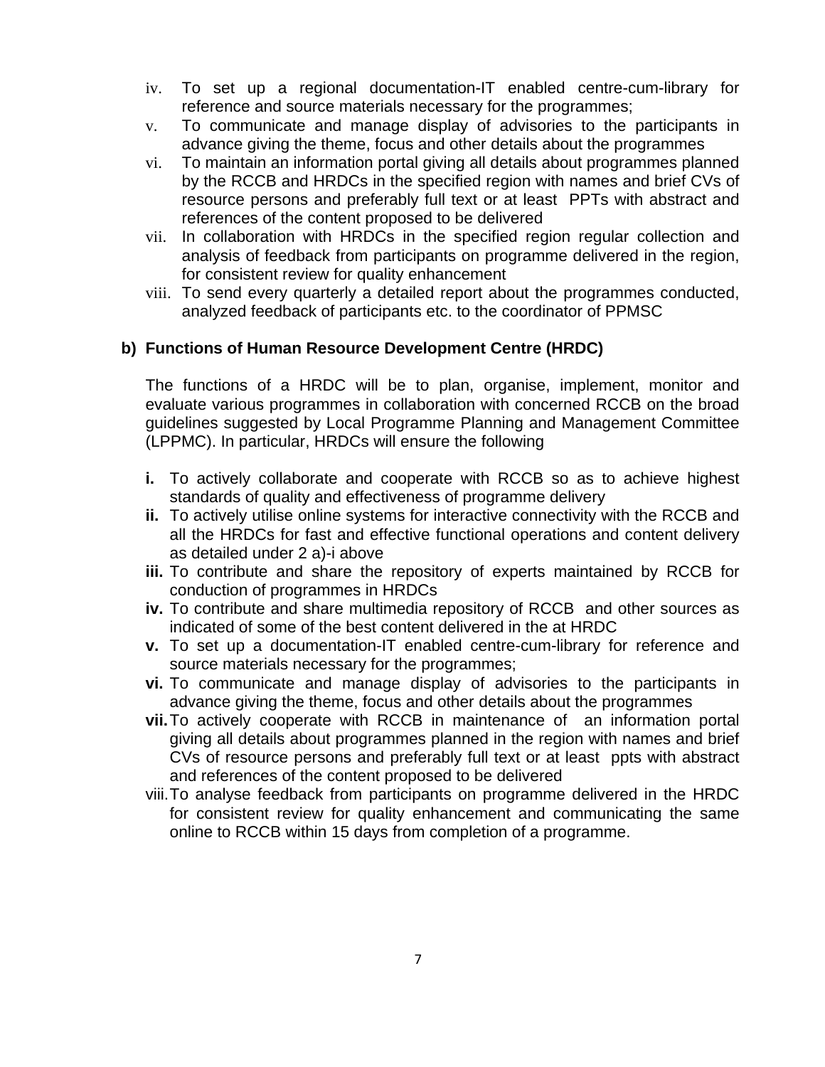iv. To set up a regional documentation-IT enabled centre-cum-library for reference and source materials necessary for the programmes;

v. To communicate and manage display of advisories to the participants in advance giving the theme, focus and other details about the programmes

vi. To maintain an information portal giving all details about programmes planned by the RCCB and HRDCs in the specified region with names and brief CVs of resource persons and preferably full text or at least PPTs with abstract and references of the content proposed to be delivered

vii. In collaboration with HRDCs in the specified region regular collection and analysis of feedback from participants on programme delivered in the region, for consistent review for quality enhancement

viii. To send every quarterly a detailed report about the programmes conducted, analyzed feedback of participants etc. to the coordinator of PPMSC

**b) Functions of Human Resource Development Centre (HRDC)**

The functions of a HRDC will be to plan, organise, implement, monitor and evaluate various programmes in collaboration with concerned RCCB on the broad guidelines suggested by Local Programme Planning and Management Committee (LPPMC). In particular, HRDCs will ensure the following

**i.** To actively collaborate and cooperate with RCCB so as to achieve highest standards of quality and effectiveness of programme delivery

**ii.** To actively utilise online systems for interactive connectivity with the RCCB and all the HRDCs for fast and effective functional operations and content delivery as detailed under 2 a)-i above

**iii.** To contribute and share the repository of experts maintained by RCCB for conduction of programmes in HRDCs

**iv.** To contribute and share multimedia repository of RCCB and other sources as indicated of some of the best content delivered in the at HRDC

**v.** To set up a documentation-IT enabled centre-cum-library for reference and source materials necessary for the programmes;

**vi.** To communicate and manage display of advisories to the participants in advance giving the theme, focus and other details about the programmes

**vii.** To actively cooperate with RCCB in maintenance of an information portal giving all details about programmes planned in the region with names and brief CVs of resource persons and preferably full text or at least ppts with abstract and references of the content proposed to be delivered

viii. To analyse feedback from participants on programme delivered in the HRDC for consistent review for quality enhancement and communicating the same online to RCCB within 15 days from completion of a programme.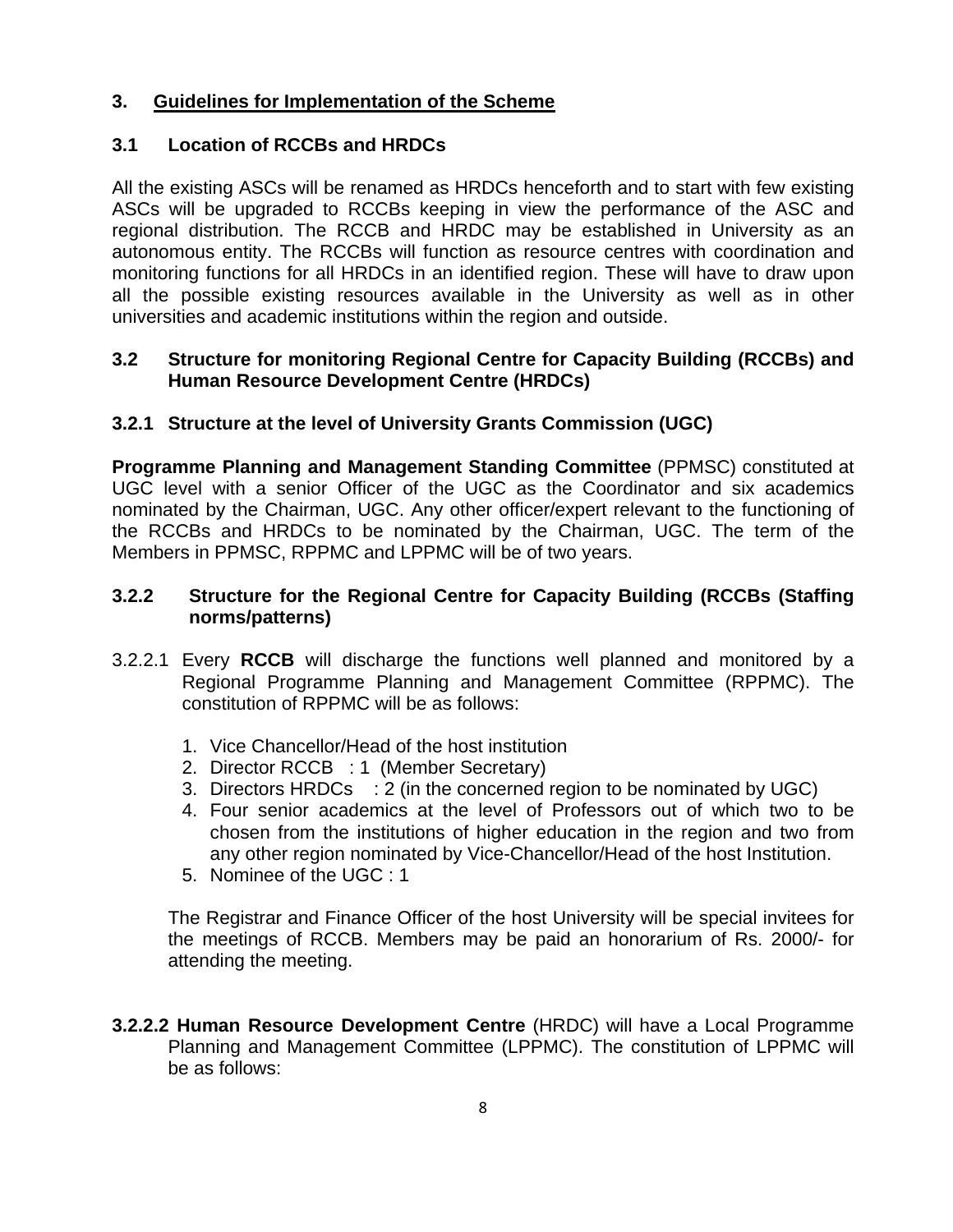## 3. Guidelines for Implementation of the Scheme

### 3.1 Location of RCCBs and HRDCs

All the existing ASCs will be renamed as HRDCs henceforth and to start with few existing ASCs will be upgraded to RCCBs keeping in view the performance of the ASC and regional distribution. The RCCB and HRDC may be established in University as an autonomous entity. The RCCBs will function as resource centres with coordination and monitoring functions for all HRDCs in an identified region. These will have to draw upon all the possible existing resources available in the University as well as in other universities and academic institutions within the region and outside.

### 3.2 Structure for monitoring Regional Centre for Capacity Building (RCCBs) and Human Resource Development Centre (HRDCs)

#### 3.2.1 Structure at the level of University Grants Commission (UGC)

**Programme Planning and Management Standing Committee** (PPMSC) constituted at UGC level with a senior Officer of the UGC as the Coordinator and six academics nominated by the Chairman, UGC. Any other officer/expert relevant to the functioning of the RCCBs and HRDCs to be nominated by the Chairman, UGC. The term of the Members in PPMSC, RPPMC and LPPMC will be of two years.

#### 3.2.2 Structure for the Regional Centre for Capacity Building (RCCBs (Staffing norms/patterns)

3.2.2.1 Every **RCCB** will discharge the functions well planned and monitored by a Regional Programme Planning and Management Committee (RPPMC). The constitution of RPPMC will be as follows:

1. Vice Chancellor/Head of the host institution
2. Director RCCB : 1 (Member Secretary)
3. Directors HRDCs : 2 (in the concerned region to be nominated by UGC)
4. Four senior academics at the level of Professors out of which two to be chosen from the institutions of higher education in the region and two from any other region nominated by Vice-Chancellor/Head of the host Institution.
5. Nominee of the UGC : 1

The Registrar and Finance Officer of the host University will be special invitees for the meetings of RCCB. Members may be paid an honorarium of Rs. 2000/- for attending the meeting.

**3.2.2.2 Human Resource Development Centre** (HRDC) will have a Local Programme Planning and Management Committee (LPPMC). The constitution of LPPMC will be as follows: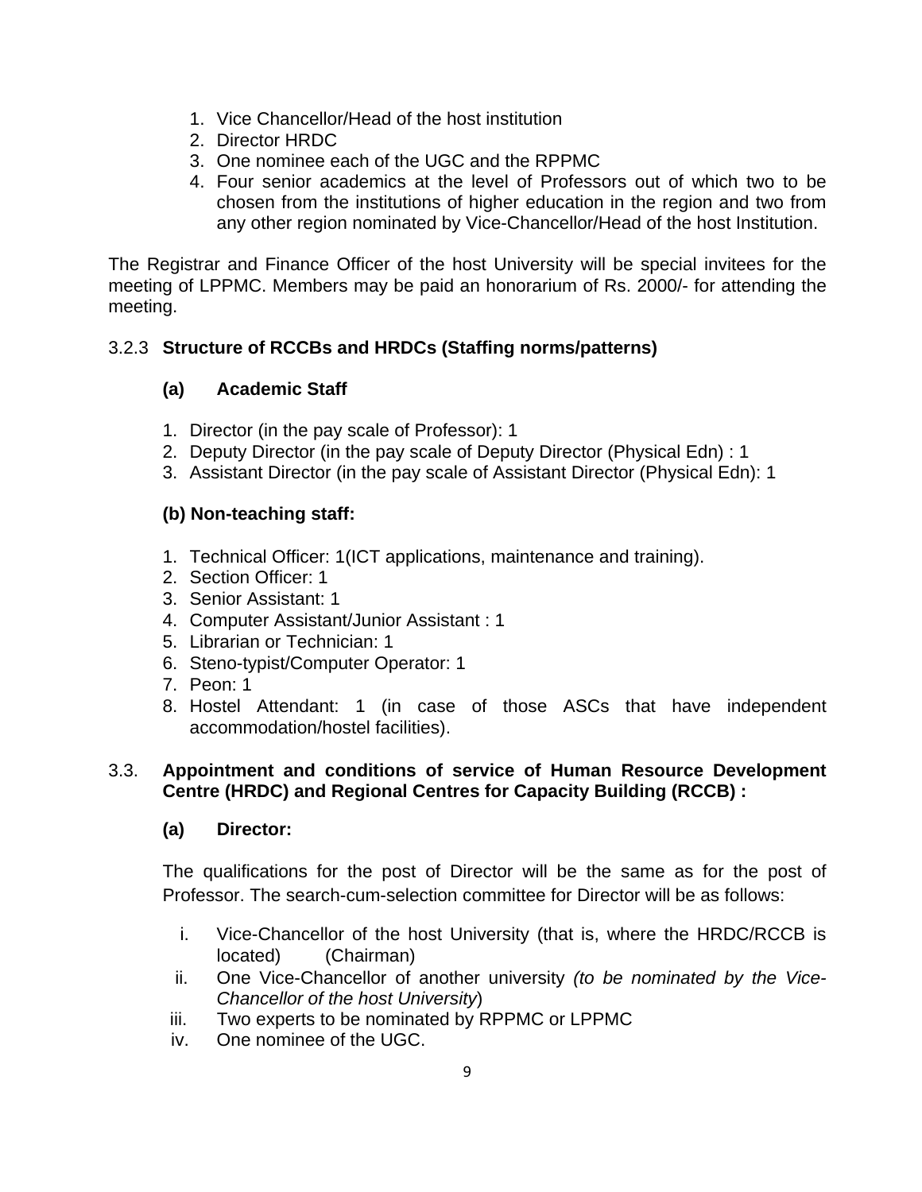1. Vice Chancellor/Head of the host institution
2. Director HRDC
3. One nominee each of the UGC and the RPPMC
4. Four senior academics at the level of Professors out of which two to be chosen from the institutions of higher education in the region and two from any other region nominated by Vice-Chancellor/Head of the host Institution.

The Registrar and Finance Officer of the host University will be special invitees for the meeting of LPPMC. Members may be paid an honorarium of Rs. 2000/- for attending the meeting.

### 3.2.3 Structure of RCCBs and HRDCs (Staffing norms/patterns)

**(a) Academic Staff**

1. Director (in the pay scale of Professor): 1
2. Deputy Director (in the pay scale of Deputy Director (Physical Edn) : 1
3. Assistant Director (in the pay scale of Assistant Director (Physical Edn): 1

**(b) Non-teaching staff:**

1. Technical Officer: 1(ICT applications, maintenance and training).
2. Section Officer: 1
3. Senior Assistant: 1
4. Computer Assistant/Junior Assistant : 1
5. Librarian or Technician: 1
6. Steno-typist/Computer Operator: 1
7. Peon: 1
8. Hostel Attendant: 1 (in case of those ASCs that have independent accommodation/hostel facilities).

### 3.3. Appointment and conditions of service of Human Resource Development Centre (HRDC) and Regional Centres for Capacity Building (RCCB) :

**(a) Director:**

The qualifications for the post of Director will be the same as for the post of Professor. The search-cum-selection committee for Director will be as follows:

i. Vice-Chancellor of the host University (that is, where the HRDC/RCCB is located) (Chairman)
ii. One Vice-Chancellor of another university *(to be nominated by the Vice-Chancellor of the host University*)
iii. Two experts to be nominated by RPPMC or LPPMC
iv. One nominee of the UGC.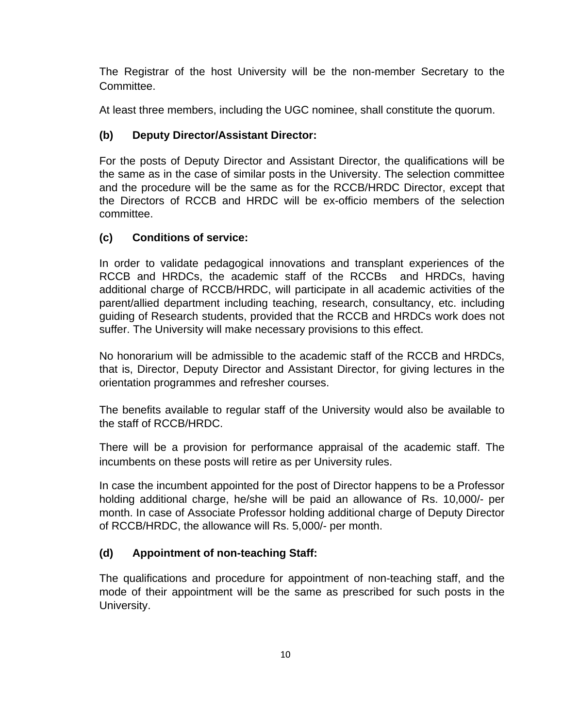The Registrar of the host University will be the non-member Secretary to the Committee.

At least three members, including the UGC nominee, shall constitute the quorum.

**(b) Deputy Director/Assistant Director:**

For the posts of Deputy Director and Assistant Director, the qualifications will be the same as in the case of similar posts in the University. The selection committee and the procedure will be the same as for the RCCB/HRDC Director, except that the Directors of RCCB and HRDC will be ex-officio members of the selection committee.

**(c) Conditions of service:**

In order to validate pedagogical innovations and transplant experiences of the RCCB and HRDCs, the academic staff of the RCCBs and HRDCs, having additional charge of RCCB/HRDC, will participate in all academic activities of the parent/allied department including teaching, research, consultancy, etc. including guiding of Research students, provided that the RCCB and HRDCs work does not suffer. The University will make necessary provisions to this effect.

No honorarium will be admissible to the academic staff of the RCCB and HRDCs, that is, Director, Deputy Director and Assistant Director, for giving lectures in the orientation programmes and refresher courses.

The benefits available to regular staff of the University would also be available to the staff of RCCB/HRDC.

There will be a provision for performance appraisal of the academic staff. The incumbents on these posts will retire as per University rules.

In case the incumbent appointed for the post of Director happens to be a Professor holding additional charge, he/she will be paid an allowance of Rs. 10,000/- per month. In case of Associate Professor holding additional charge of Deputy Director of RCCB/HRDC, the allowance will Rs. 5,000/- per month.

**(d) Appointment of non-teaching Staff:**

The qualifications and procedure for appointment of non-teaching staff, and the mode of their appointment will be the same as prescribed for such posts in the University.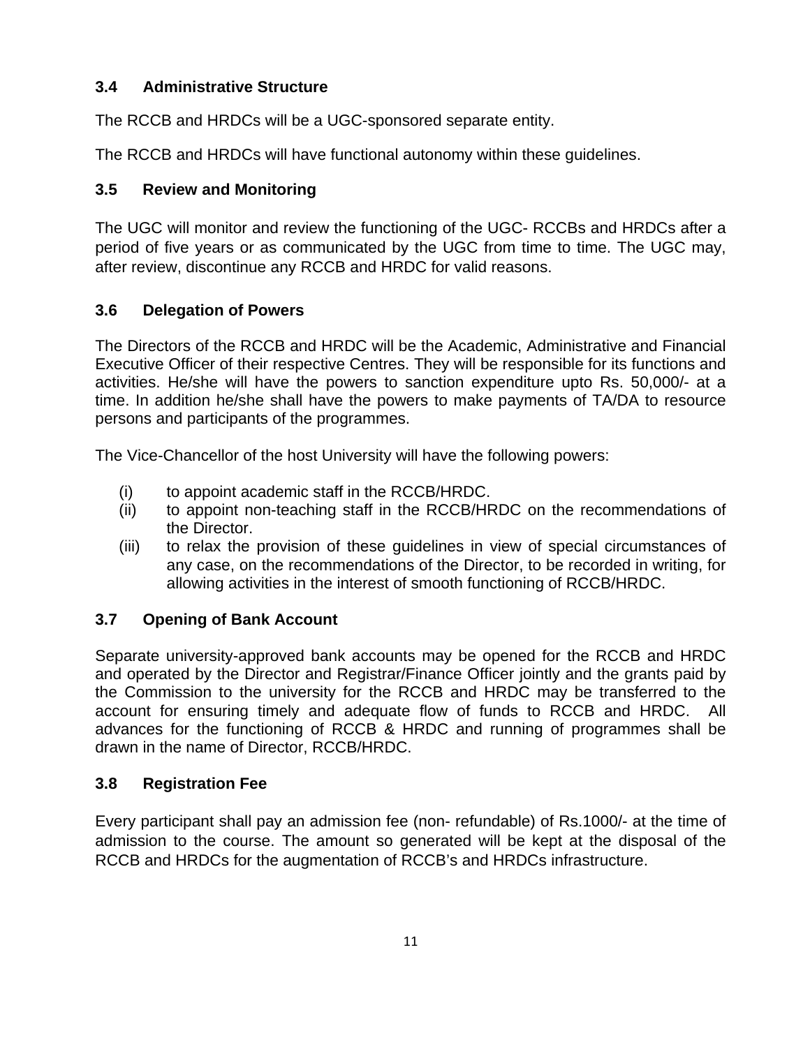### 3.4 Administrative Structure

The RCCB and HRDCs will be a UGC-sponsored separate entity.

The RCCB and HRDCs will have functional autonomy within these guidelines.

### 3.5 Review and Monitoring

The UGC will monitor and review the functioning of the UGC- RCCBs and HRDCs after a period of five years or as communicated by the UGC from time to time. The UGC may, after review, discontinue any RCCB and HRDC for valid reasons.

### 3.6 Delegation of Powers

The Directors of the RCCB and HRDC will be the Academic, Administrative and Financial Executive Officer of their respective Centres. They will be responsible for its functions and activities. He/she will have the powers to sanction expenditure upto Rs. 50,000/- at a time. In addition he/she shall have the powers to make payments of TA/DA to resource persons and participants of the programmes.

The Vice-Chancellor of the host University will have the following powers:

(i) to appoint academic staff in the RCCB/HRDC.
(ii) to appoint non-teaching staff in the RCCB/HRDC on the recommendations of the Director.
(iii) to relax the provision of these guidelines in view of special circumstances of any case, on the recommendations of the Director, to be recorded in writing, for allowing activities in the interest of smooth functioning of RCCB/HRDC.

### 3.7 Opening of Bank Account

Separate university-approved bank accounts may be opened for the RCCB and HRDC and operated by the Director and Registrar/Finance Officer jointly and the grants paid by the Commission to the university for the RCCB and HRDC may be transferred to the account for ensuring timely and adequate flow of funds to RCCB and HRDC. All advances for the functioning of RCCB & HRDC and running of programmes shall be drawn in the name of Director, RCCB/HRDC.

### 3.8 Registration Fee

Every participant shall pay an admission fee (non- refundable) of Rs.1000/- at the time of admission to the course. The amount so generated will be kept at the disposal of the RCCB and HRDCs for the augmentation of RCCB's and HRDCs infrastructure.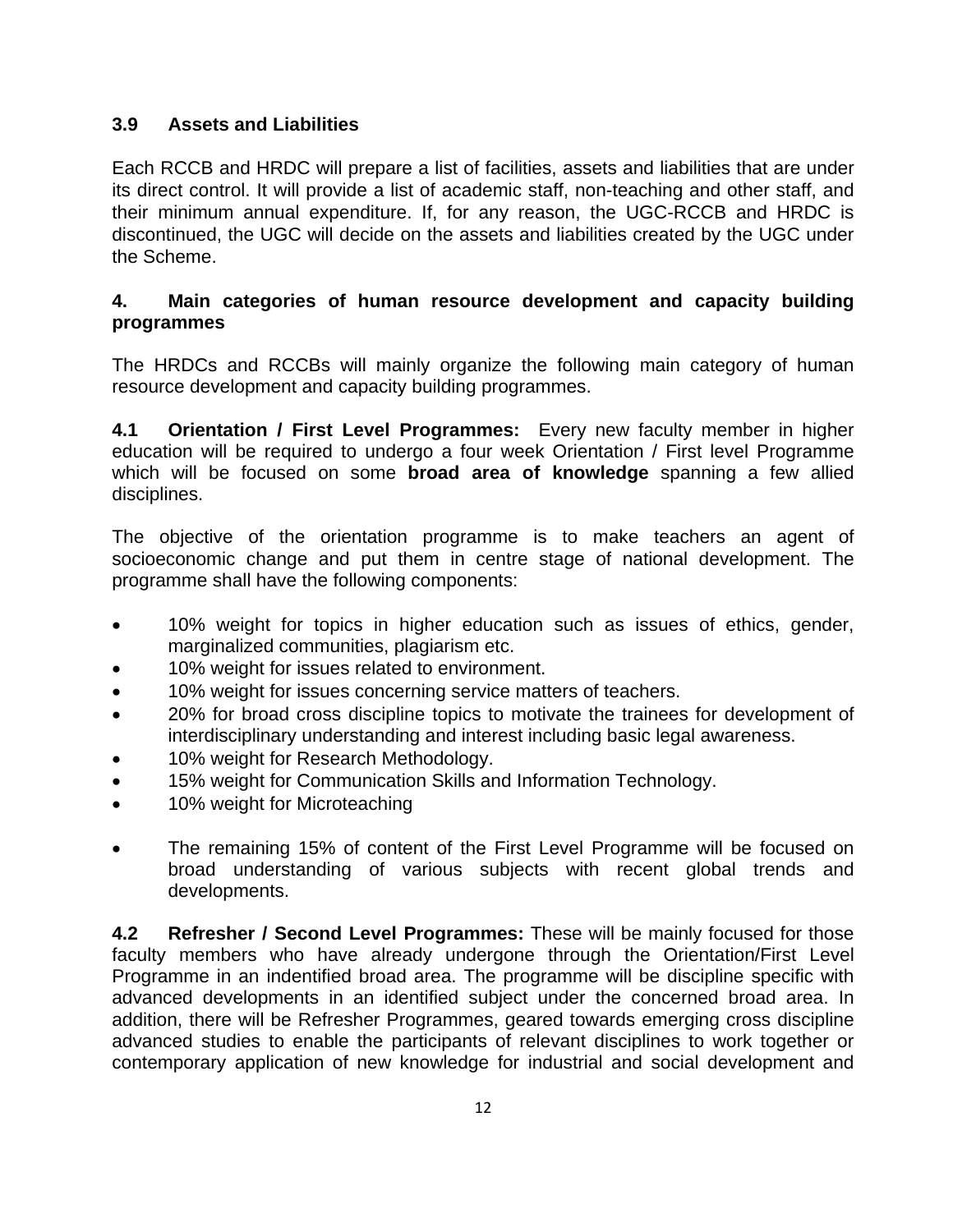### 3.9 Assets and Liabilities

Each RCCB and HRDC will prepare a list of facilities, assets and liabilities that are under its direct control. It will provide a list of academic staff, non-teaching and other staff, and their minimum annual expenditure. If, for any reason, the UGC-RCCB and HRDC is discontinued, the UGC will decide on the assets and liabilities created by the UGC under the Scheme.

## 4. Main categories of human resource development and capacity building programmes

The HRDCs and RCCBs will mainly organize the following main category of human resource development and capacity building programmes.

**4.1 Orientation / First Level Programmes:** Every new faculty member in higher education will be required to undergo a four week Orientation / First level Programme which will be focused on some **broad area of knowledge** spanning a few allied disciplines.

The objective of the orientation programme is to make teachers an agent of socioeconomic change and put them in centre stage of national development. The programme shall have the following components:

- 10% weight for topics in higher education such as issues of ethics, gender, marginalized communities, plagiarism etc.
- 10% weight for issues related to environment.
- 10% weight for issues concerning service matters of teachers.
- 20% for broad cross discipline topics to motivate the trainees for development of interdisciplinary understanding and interest including basic legal awareness.
- 10% weight for Research Methodology.
- 15% weight for Communication Skills and Information Technology.
- 10% weight for Microteaching
- The remaining 15% of content of the First Level Programme will be focused on broad understanding of various subjects with recent global trends and developments.

**4.2 Refresher / Second Level Programmes:** These will be mainly focused for those faculty members who have already undergone through the Orientation/First Level Programme in an indentified broad area. The programme will be discipline specific with advanced developments in an identified subject under the concerned broad area. In addition, there will be Refresher Programmes, geared towards emerging cross discipline advanced studies to enable the participants of relevant disciplines to work together or contemporary application of new knowledge for industrial and social development and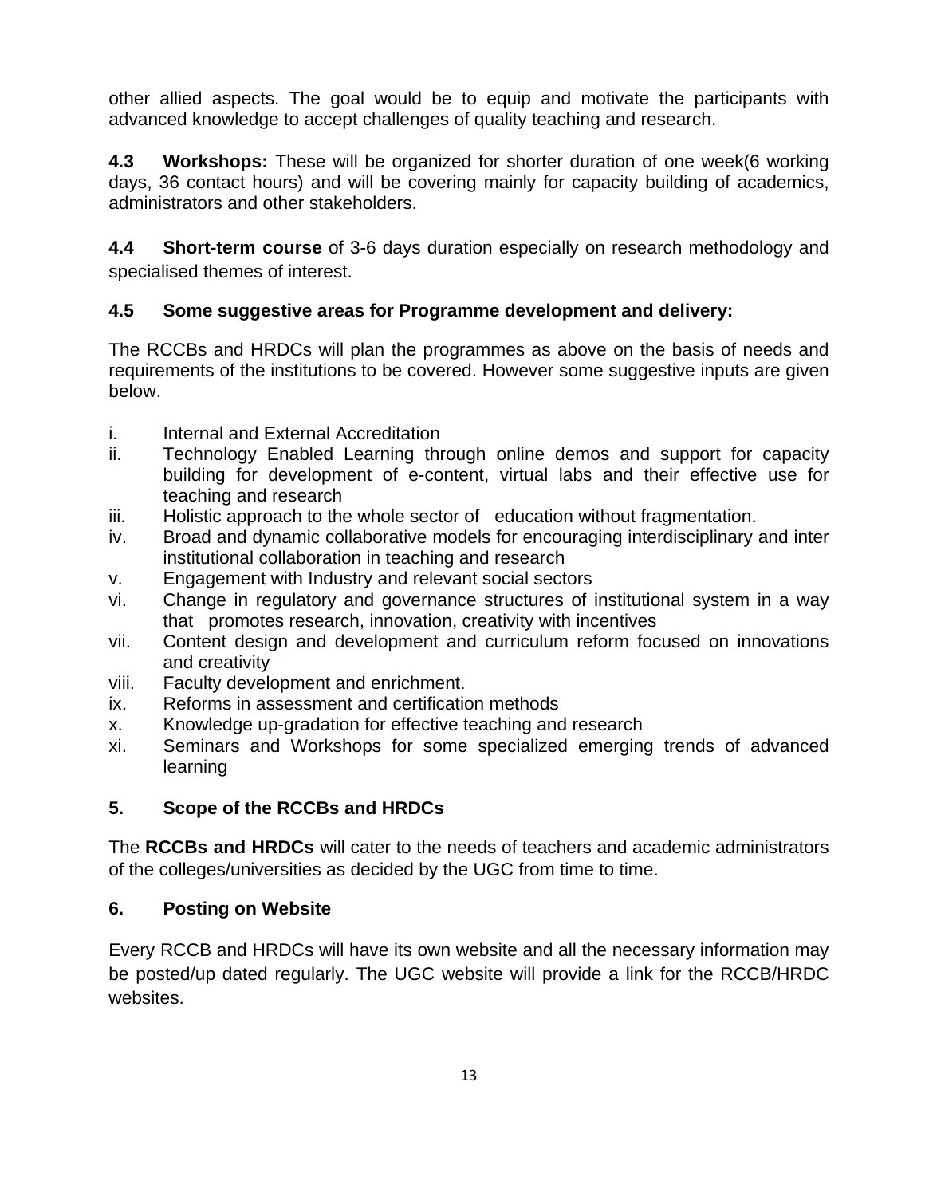other allied aspects. The goal would be to equip and motivate the participants with advanced knowledge to accept challenges of quality teaching and research.

**4.3 Workshops:** These will be organized for shorter duration of one week(6 working days, 36 contact hours) and will be covering mainly for capacity building of academics, administrators and other stakeholders.

**4.4 Short-term course** of 3-6 days duration especially on research methodology and specialised themes of interest.

### 4.5 Some suggestive areas for Programme development and delivery:

The RCCBs and HRDCs will plan the programmes as above on the basis of needs and requirements of the institutions to be covered. However some suggestive inputs are given below.

i. Internal and External Accreditation
ii. Technology Enabled Learning through online demos and support for capacity building for development of e-content, virtual labs and their effective use for teaching and research
iii. Holistic approach to the whole sector of education without fragmentation.
iv. Broad and dynamic collaborative models for encouraging interdisciplinary and inter institutional collaboration in teaching and research
v. Engagement with Industry and relevant social sectors
vi. Change in regulatory and governance structures of institutional system in a way that promotes research, innovation, creativity with incentives
vii. Content design and development and curriculum reform focused on innovations and creativity
viii. Faculty development and enrichment.
ix. Reforms in assessment and certification methods
x. Knowledge up-gradation for effective teaching and research
xi. Seminars and Workshops for some specialized emerging trends of advanced learning

## 5. Scope of the RCCBs and HRDCs

The **RCCBs and HRDCs** will cater to the needs of teachers and academic administrators of the colleges/universities as decided by the UGC from time to time.

## 6. Posting on Website

Every RCCB and HRDCs will have its own website and all the necessary information may be posted/up dated regularly. The UGC website will provide a link for the RCCB/HRDC websites.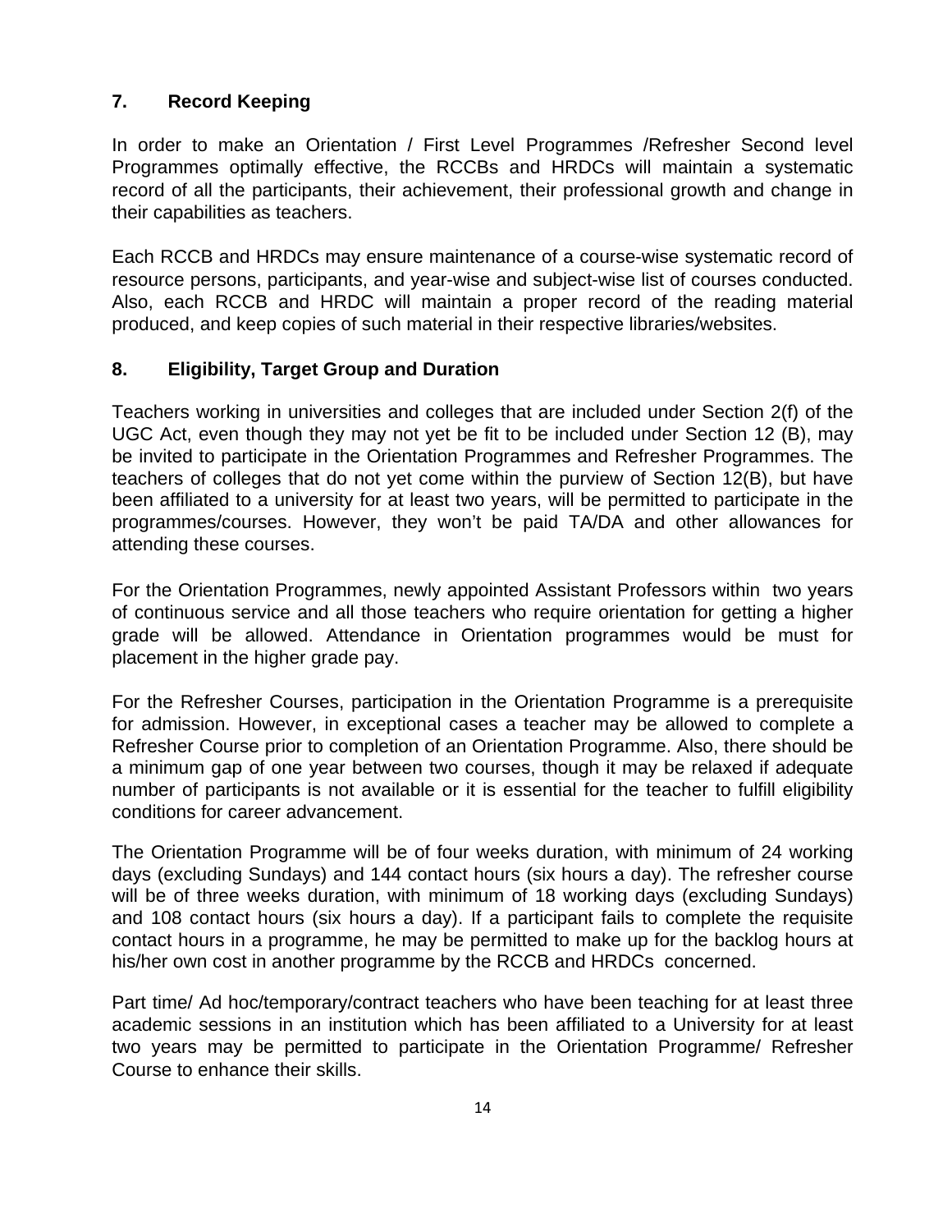## 7. Record Keeping

In order to make an Orientation / First Level Programmes /Refresher Second level Programmes optimally effective, the RCCBs and HRDCs will maintain a systematic record of all the participants, their achievement, their professional growth and change in their capabilities as teachers.

Each RCCB and HRDCs may ensure maintenance of a course-wise systematic record of resource persons, participants, and year-wise and subject-wise list of courses conducted. Also, each RCCB and HRDC will maintain a proper record of the reading material produced, and keep copies of such material in their respective libraries/websites.

## 8. Eligibility, Target Group and Duration

Teachers working in universities and colleges that are included under Section 2(f) of the UGC Act, even though they may not yet be fit to be included under Section 12 (B), may be invited to participate in the Orientation Programmes and Refresher Programmes. The teachers of colleges that do not yet come within the purview of Section 12(B), but have been affiliated to a university for at least two years, will be permitted to participate in the programmes/courses. However, they won't be paid TA/DA and other allowances for attending these courses.

For the Orientation Programmes, newly appointed Assistant Professors within two years of continuous service and all those teachers who require orientation for getting a higher grade will be allowed. Attendance in Orientation programmes would be must for placement in the higher grade pay.

For the Refresher Courses, participation in the Orientation Programme is a prerequisite for admission. However, in exceptional cases a teacher may be allowed to complete a Refresher Course prior to completion of an Orientation Programme. Also, there should be a minimum gap of one year between two courses, though it may be relaxed if adequate number of participants is not available or it is essential for the teacher to fulfill eligibility conditions for career advancement.

The Orientation Programme will be of four weeks duration, with minimum of 24 working days (excluding Sundays) and 144 contact hours (six hours a day). The refresher course will be of three weeks duration, with minimum of 18 working days (excluding Sundays) and 108 contact hours (six hours a day). If a participant fails to complete the requisite contact hours in a programme, he may be permitted to make up for the backlog hours at his/her own cost in another programme by the RCCB and HRDCs concerned.

Part time/ Ad hoc/temporary/contract teachers who have been teaching for at least three academic sessions in an institution which has been affiliated to a University for at least two years may be permitted to participate in the Orientation Programme/ Refresher Course to enhance their skills.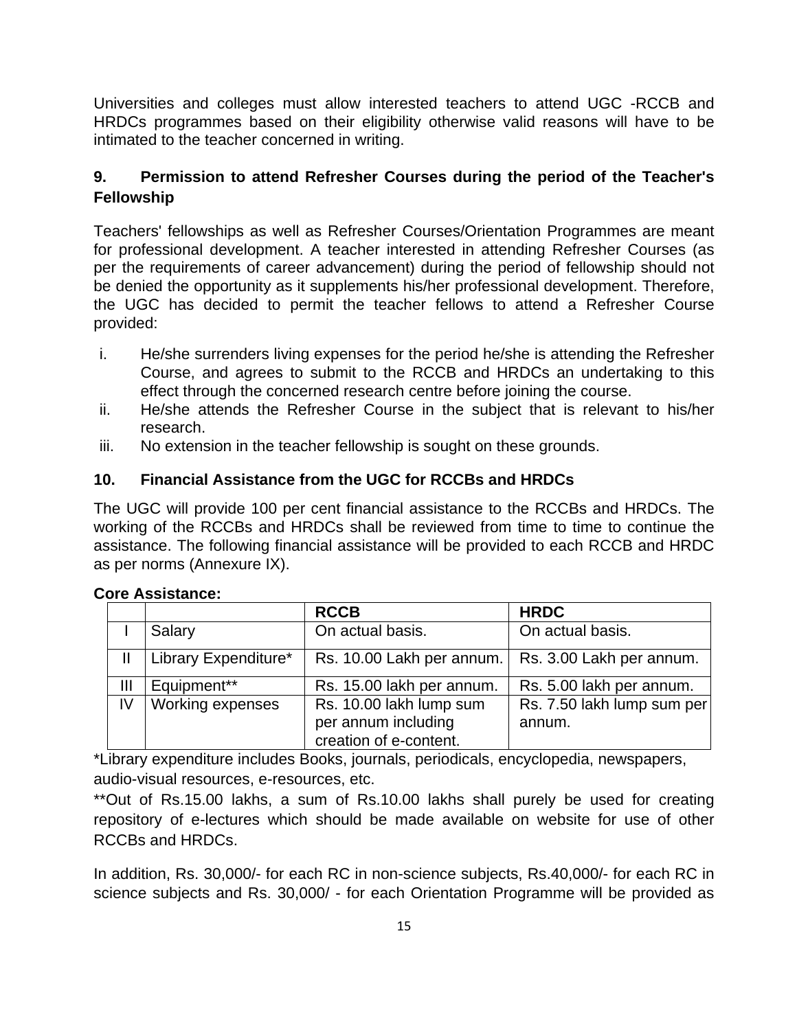Universities and colleges must allow interested teachers to attend UGC -RCCB and HRDCs programmes based on their eligibility otherwise valid reasons will have to be intimated to the teacher concerned in writing.

## 9. Permission to attend Refresher Courses during the period of the Teacher's Fellowship

Teachers' fellowships as well as Refresher Courses/Orientation Programmes are meant for professional development. A teacher interested in attending Refresher Courses (as per the requirements of career advancement) during the period of fellowship should not be denied the opportunity as it supplements his/her professional development. Therefore, the UGC has decided to permit the teacher fellows to attend a Refresher Course provided:

i. He/she surrenders living expenses for the period he/she is attending the Refresher Course, and agrees to submit to the RCCB and HRDCs an undertaking to this effect through the concerned research centre before joining the course.
ii. He/she attends the Refresher Course in the subject that is relevant to his/her research.
iii. No extension in the teacher fellowship is sought on these grounds.

## 10. Financial Assistance from the UGC for RCCBs and HRDCs

The UGC will provide 100 per cent financial assistance to the RCCBs and HRDCs. The working of the RCCBs and HRDCs shall be reviewed from time to time to continue the assistance. The following financial assistance will be provided to each RCCB and HRDC as per norms (Annexure IX).

**Core Assistance:**

| | | **RCCB** | **HRDC** |
|---|---|---|---|
| I | Salary | On actual basis. | On actual basis. |
| II | Library Expenditure* | Rs. 10.00 Lakh per annum. | Rs. 3.00 Lakh per annum. |
| III | Equipment** | Rs. 15.00 lakh per annum. | Rs. 5.00 lakh per annum. |
| IV | Working expenses | Rs. 10.00 lakh lump sum per annum including creation of e-content. | Rs. 7.50 lakh lump sum per annum. |

*Library expenditure includes Books, journals, periodicals, encyclopedia, newspapers, audio-visual resources, e-resources, etc.

**Out of Rs.15.00 lakhs, a sum of Rs.10.00 lakhs shall purely be used for creating repository of e-lectures which should be made available on website for use of other RCCBs and HRDCs.

In addition, Rs. 30,000/- for each RC in non-science subjects, Rs.40,000/- for each RC in science subjects and Rs. 30,000/ - for each Orientation Programme will be provided as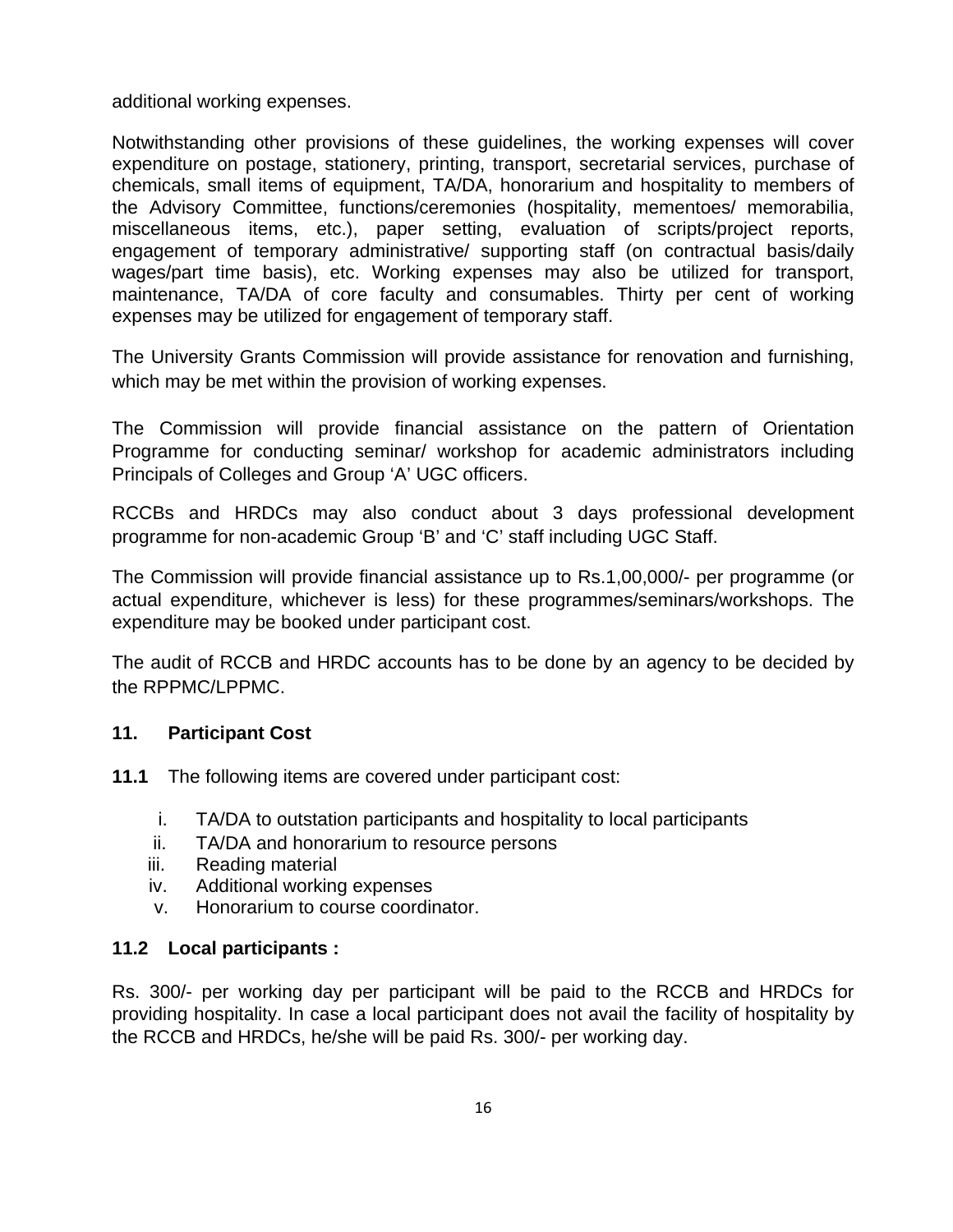additional working expenses.

Notwithstanding other provisions of these guidelines, the working expenses will cover expenditure on postage, stationery, printing, transport, secretarial services, purchase of chemicals, small items of equipment, TA/DA, honorarium and hospitality to members of the Advisory Committee, functions/ceremonies (hospitality, mementoes/ memorabilia, miscellaneous items, etc.), paper setting, evaluation of scripts/project reports, engagement of temporary administrative/ supporting staff (on contractual basis/daily wages/part time basis), etc. Working expenses may also be utilized for transport, maintenance, TA/DA of core faculty and consumables. Thirty per cent of working expenses may be utilized for engagement of temporary staff.

The University Grants Commission will provide assistance for renovation and furnishing, which may be met within the provision of working expenses.

The Commission will provide financial assistance on the pattern of Orientation Programme for conducting seminar/ workshop for academic administrators including Principals of Colleges and Group 'A' UGC officers.

RCCBs and HRDCs may also conduct about 3 days professional development programme for non-academic Group 'B' and 'C' staff including UGC Staff.

The Commission will provide financial assistance up to Rs.1,00,000/- per programme (or actual expenditure, whichever is less) for these programmes/seminars/workshops. The expenditure may be booked under participant cost.

The audit of RCCB and HRDC accounts has to be done by an agency to be decided by the RPPMC/LPPMC.

## 11. Participant Cost

**11.1** The following items are covered under participant cost:

i. TA/DA to outstation participants and hospitality to local participants
ii. TA/DA and honorarium to resource persons
iii. Reading material
iv. Additional working expenses
v. Honorarium to course coordinator.

### 11.2 Local participants :

Rs. 300/- per working day per participant will be paid to the RCCB and HRDCs for providing hospitality. In case a local participant does not avail the facility of hospitality by the RCCB and HRDCs, he/she will be paid Rs. 300/- per working day.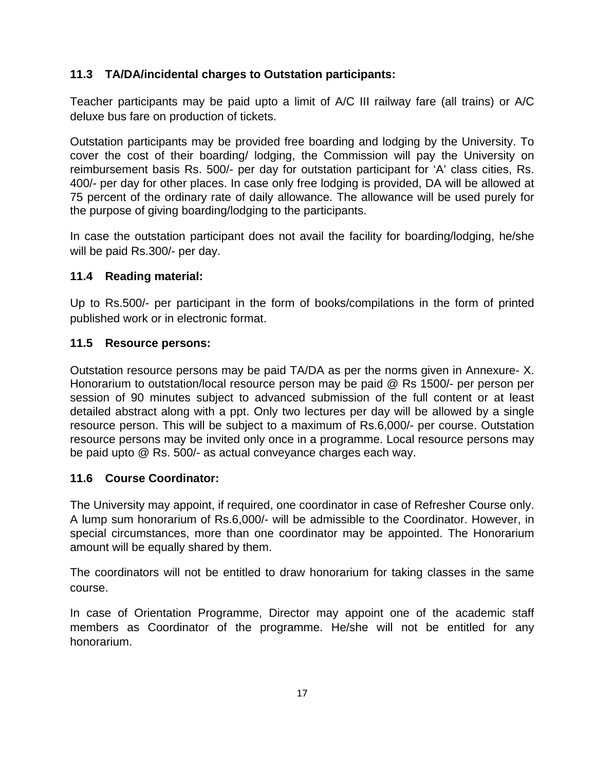### 11.3 TA/DA/incidental charges to Outstation participants:

Teacher participants may be paid upto a limit of A/C III railway fare (all trains) or A/C deluxe bus fare on production of tickets.

Outstation participants may be provided free boarding and lodging by the University. To cover the cost of their boarding/ lodging, the Commission will pay the University on reimbursement basis Rs. 500/- per day for outstation participant for 'A' class cities, Rs. 400/- per day for other places. In case only free lodging is provided, DA will be allowed at 75 percent of the ordinary rate of daily allowance. The allowance will be used purely for the purpose of giving boarding/lodging to the participants.

In case the outstation participant does not avail the facility for boarding/lodging, he/she will be paid Rs.300/- per day.

### 11.4 Reading material:

Up to Rs.500/- per participant in the form of books/compilations in the form of printed published work or in electronic format.

### 11.5 Resource persons:

Outstation resource persons may be paid TA/DA as per the norms given in Annexure- X. Honorarium to outstation/local resource person may be paid @ Rs 1500/- per person per session of 90 minutes subject to advanced submission of the full content or at least detailed abstract along with a ppt. Only two lectures per day will be allowed by a single resource person. This will be subject to a maximum of Rs.6,000/- per course. Outstation resource persons may be invited only once in a programme. Local resource persons may be paid upto @ Rs. 500/- as actual conveyance charges each way.

### 11.6 Course Coordinator:

The University may appoint, if required, one coordinator in case of Refresher Course only. A lump sum honorarium of Rs.6,000/- will be admissible to the Coordinator. However, in special circumstances, more than one coordinator may be appointed. The Honorarium amount will be equally shared by them.

The coordinators will not be entitled to draw honorarium for taking classes in the same course.

In case of Orientation Programme, Director may appoint one of the academic staff members as Coordinator of the programme. He/she will not be entitled for any honorarium.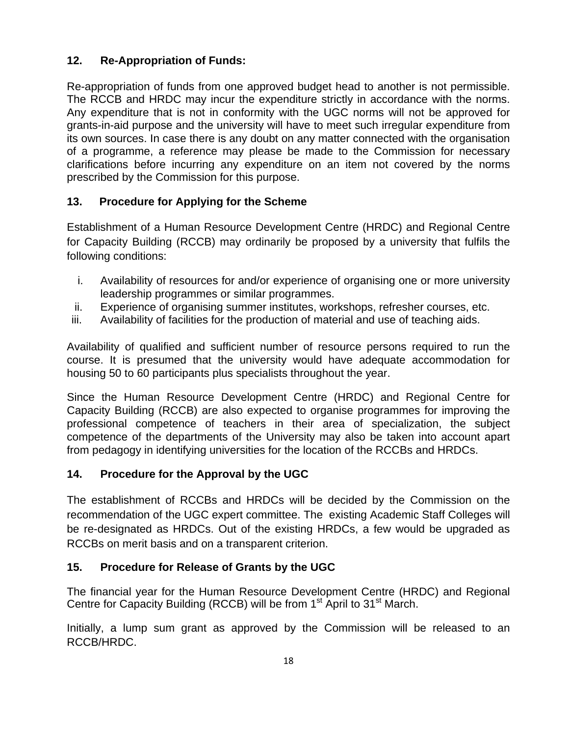### 12. Re-Appropriation of Funds:

Re-appropriation of funds from one approved budget head to another is not permissible. The RCCB and HRDC may incur the expenditure strictly in accordance with the norms. Any expenditure that is not in conformity with the UGC norms will not be approved for grants-in-aid purpose and the university will have to meet such irregular expenditure from its own sources. In case there is any doubt on any matter connected with the organisation of a programme, a reference may please be made to the Commission for necessary clarifications before incurring any expenditure on an item not covered by the norms prescribed by the Commission for this purpose.

### 13. Procedure for Applying for the Scheme

Establishment of a Human Resource Development Centre (HRDC) and Regional Centre for Capacity Building (RCCB) may ordinarily be proposed by a university that fulfils the following conditions:

i. Availability of resources for and/or experience of organising one or more university leadership programmes or similar programmes.
ii. Experience of organising summer institutes, workshops, refresher courses, etc.
iii. Availability of facilities for the production of material and use of teaching aids.

Availability of qualified and sufficient number of resource persons required to run the course. It is presumed that the university would have adequate accommodation for housing 50 to 60 participants plus specialists throughout the year.

Since the Human Resource Development Centre (HRDC) and Regional Centre for Capacity Building (RCCB) are also expected to organise programmes for improving the professional competence of teachers in their area of specialization, the subject competence of the departments of the University may also be taken into account apart from pedagogy in identifying universities for the location of the RCCBs and HRDCs.

### 14. Procedure for the Approval by the UGC

The establishment of RCCBs and HRDCs will be decided by the Commission on the recommendation of the UGC expert committee. The existing Academic Staff Colleges will be re-designated as HRDCs. Out of the existing HRDCs, a few would be upgraded as RCCBs on merit basis and on a transparent criterion.

### 15. Procedure for Release of Grants by the UGC

The financial year for the Human Resource Development Centre (HRDC) and Regional Centre for Capacity Building (RCCB) will be from 1st April to 31st March.

Initially, a lump sum grant as approved by the Commission will be released to an RCCB/HRDC.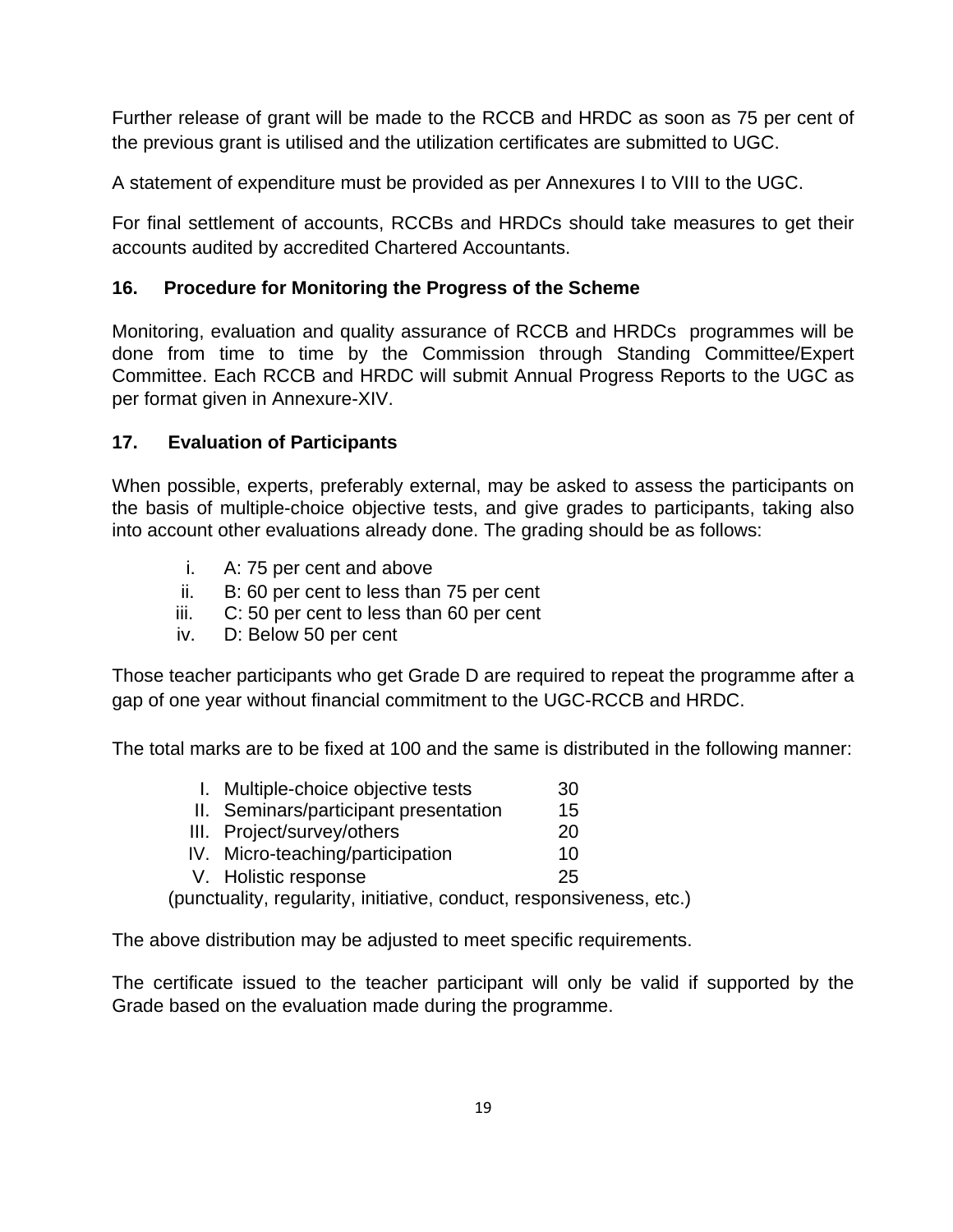Further release of grant will be made to the RCCB and HRDC as soon as 75 per cent of the previous grant is utilised and the utilization certificates are submitted to UGC.

A statement of expenditure must be provided as per Annexures I to VIII to the UGC.

For final settlement of accounts, RCCBs and HRDCs should take measures to get their accounts audited by accredited Chartered Accountants.

## 16. Procedure for Monitoring the Progress of the Scheme

Monitoring, evaluation and quality assurance of RCCB and HRDCs programmes will be done from time to time by the Commission through Standing Committee/Expert Committee. Each RCCB and HRDC will submit Annual Progress Reports to the UGC as per format given in Annexure-XIV.

## 17. Evaluation of Participants

When possible, experts, preferably external, may be asked to assess the participants on the basis of multiple-choice objective tests, and give grades to participants, taking also into account other evaluations already done. The grading should be as follows:

i. A: 75 per cent and above
ii. B: 60 per cent to less than 75 per cent
iii. C: 50 per cent to less than 60 per cent
iv. D: Below 50 per cent

Those teacher participants who get Grade D are required to repeat the programme after a gap of one year without financial commitment to the UGC-RCCB and HRDC.

The total marks are to be fixed at 100 and the same is distributed in the following manner:

| | Component | Marks |
|---|---|---|
| I. | Multiple-choice objective tests | 30 |
| II. | Seminars/participant presentation | 15 |
| III. | Project/survey/others | 20 |
| IV. | Micro-teaching/participation | 10 |
| V. | Holistic response | 25 |

(punctuality, regularity, initiative, conduct, responsiveness, etc.)

The above distribution may be adjusted to meet specific requirements.

The certificate issued to the teacher participant will only be valid if supported by the Grade based on the evaluation made during the programme.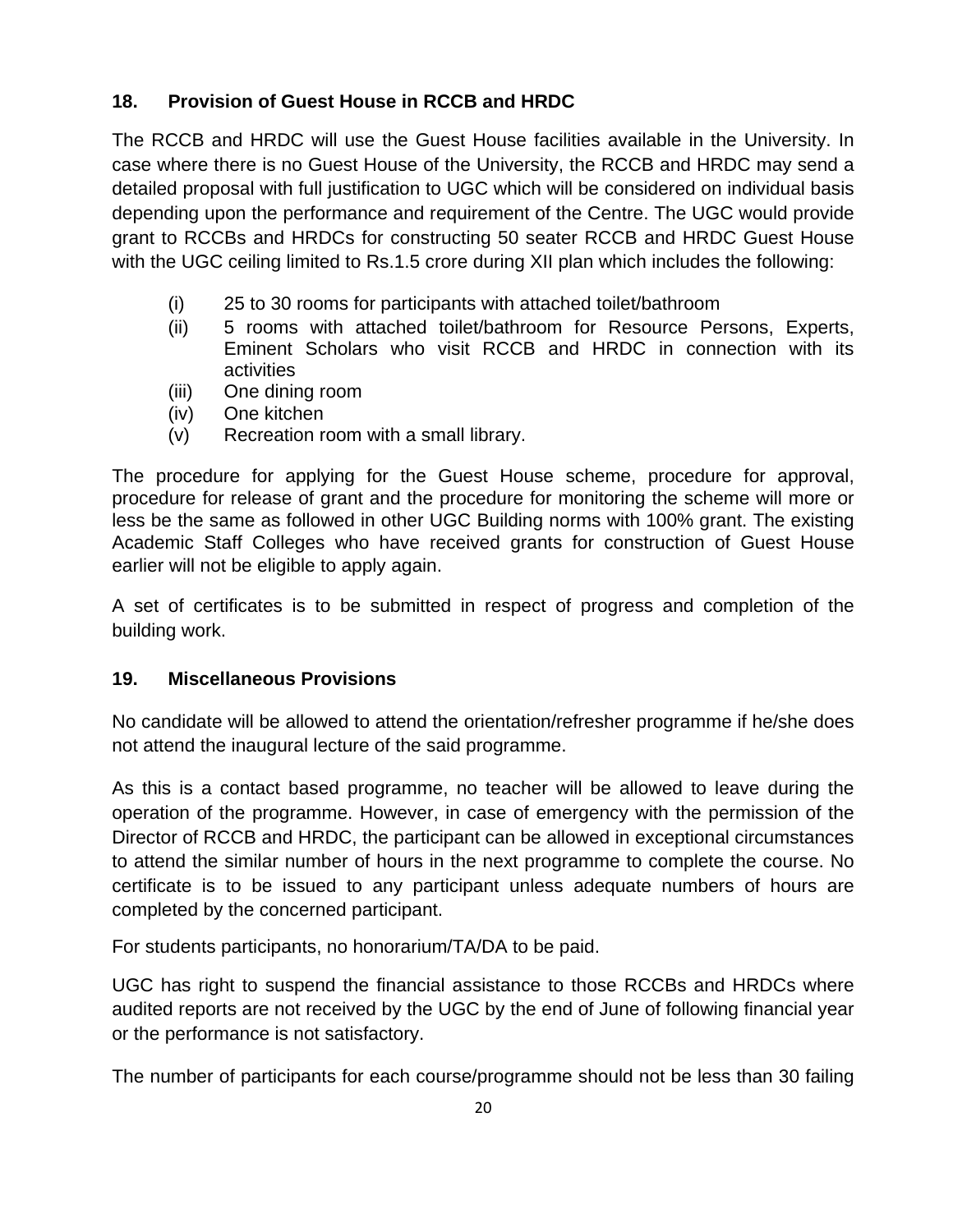### 18. Provision of Guest House in RCCB and HRDC

The RCCB and HRDC will use the Guest House facilities available in the University. In case where there is no Guest House of the University, the RCCB and HRDC may send a detailed proposal with full justification to UGC which will be considered on individual basis depending upon the performance and requirement of the Centre. The UGC would provide grant to RCCBs and HRDCs for constructing 50 seater RCCB and HRDC Guest House with the UGC ceiling limited to Rs.1.5 crore during XII plan which includes the following:

(i) 25 to 30 rooms for participants with attached toilet/bathroom

(ii) 5 rooms with attached toilet/bathroom for Resource Persons, Experts, Eminent Scholars who visit RCCB and HRDC in connection with its activities

(iii) One dining room

(iv) One kitchen

(v) Recreation room with a small library.

The procedure for applying for the Guest House scheme, procedure for approval, procedure for release of grant and the procedure for monitoring the scheme will more or less be the same as followed in other UGC Building norms with 100% grant. The existing Academic Staff Colleges who have received grants for construction of Guest House earlier will not be eligible to apply again.

A set of certificates is to be submitted in respect of progress and completion of the building work.

### 19. Miscellaneous Provisions

No candidate will be allowed to attend the orientation/refresher programme if he/she does not attend the inaugural lecture of the said programme.

As this is a contact based programme, no teacher will be allowed to leave during the operation of the programme. However, in case of emergency with the permission of the Director of RCCB and HRDC, the participant can be allowed in exceptional circumstances to attend the similar number of hours in the next programme to complete the course. No certificate is to be issued to any participant unless adequate numbers of hours are completed by the concerned participant.

For students participants, no honorarium/TA/DA to be paid.

UGC has right to suspend the financial assistance to those RCCBs and HRDCs where audited reports are not received by the UGC by the end of June of following financial year or the performance is not satisfactory.

The number of participants for each course/programme should not be less than 30 failing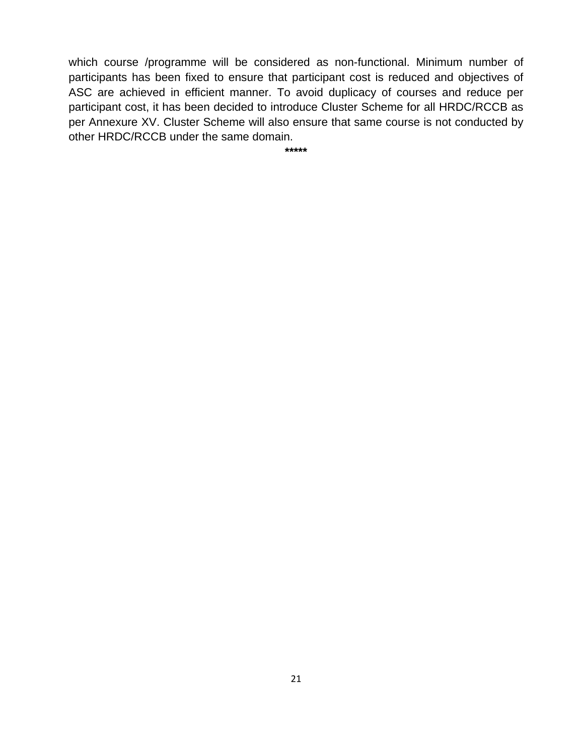which course /programme will be considered as non-functional. Minimum number of participants has been fixed to ensure that participant cost is reduced and objectives of ASC are achieved in efficient manner. To avoid duplicacy of courses and reduce per participant cost, it has been decided to introduce Cluster Scheme for all HRDC/RCCB as per Annexure XV. Cluster Scheme will also ensure that same course is not conducted by other HRDC/RCCB under the same domain.

*****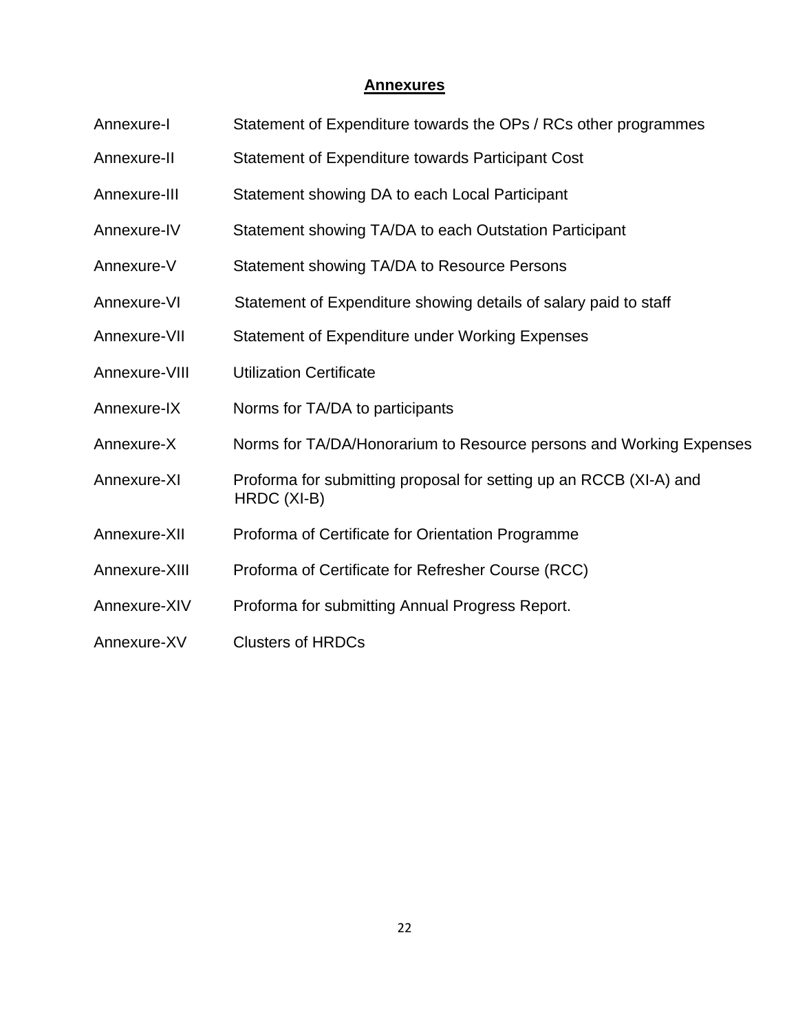## Annexures

| | |
|---|---|
| Annexure-I | Statement of Expenditure towards the OPs / RCs other programmes |
| Annexure-II | Statement of Expenditure towards Participant Cost |
| Annexure-III | Statement showing DA to each Local Participant |
| Annexure-IV | Statement showing TA/DA to each Outstation Participant |
| Annexure-V | Statement showing TA/DA to Resource Persons |
| Annexure-VI | Statement of Expenditure showing details of salary paid to staff |
| Annexure-VII | Statement of Expenditure under Working Expenses |
| Annexure-VIII | Utilization Certificate |
| Annexure-IX | Norms for TA/DA to participants |
| Annexure-X | Norms for TA/DA/Honorarium to Resource persons and Working Expenses |
| Annexure-XI | Proforma for submitting proposal for setting up an RCCB (XI-A) and HRDC (XI-B) |
| Annexure-XII | Proforma of Certificate for Orientation Programme |
| Annexure-XIII | Proforma of Certificate for Refresher Course (RCC) |
| Annexure-XIV | Proforma for submitting Annual Progress Report. |
| Annexure-XV | Clusters of HRDCs |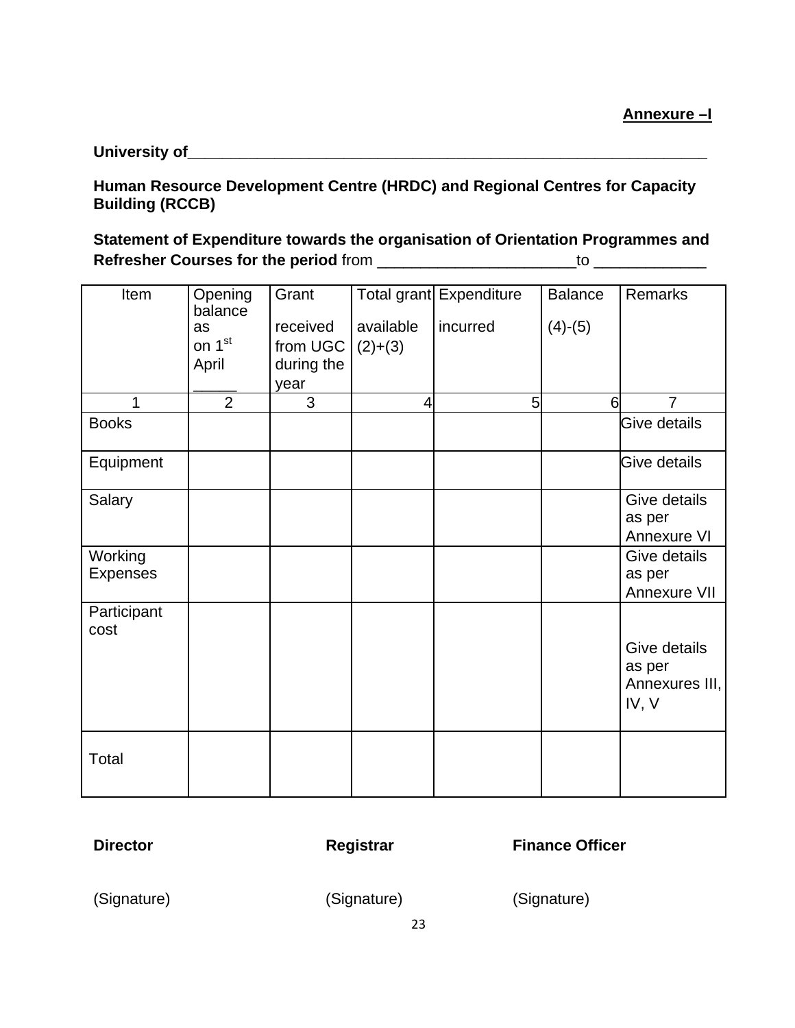**Annexure –I**

**University of**_______________________________________________________________

**Human Resource Development Centre (HRDC) and Regional Centres for Capacity Building (RCCB)**

**Statement of Expenditure towards the organisation of Orientation Programmes and Refresher Courses for the period** from ______________________to ____________

| Item | Opening balance as on 1st April _____ | Grant received from UGC during the year | Total grant available (2)+(3) | Expenditure incurred | Balance (4)-(5) | Remarks |
|---|---|---|---|---|---|---|
| 1 | 2 | 3 | 4 | 5 | 6 | 7 |
| Books | | | | | | Give details |
| Equipment | | | | | | Give details |
| Salary | | | | | | Give details as per Annexure VI |
| Working Expenses | | | | | | Give details as per Annexure VII |
| Participant cost | | | | | | Give details as per Annexures III, IV, V |
| Total | | | | | | |

| Director | Registrar | Finance Officer |
|---|---|---|
| (Signature) | (Signature) | (Signature) |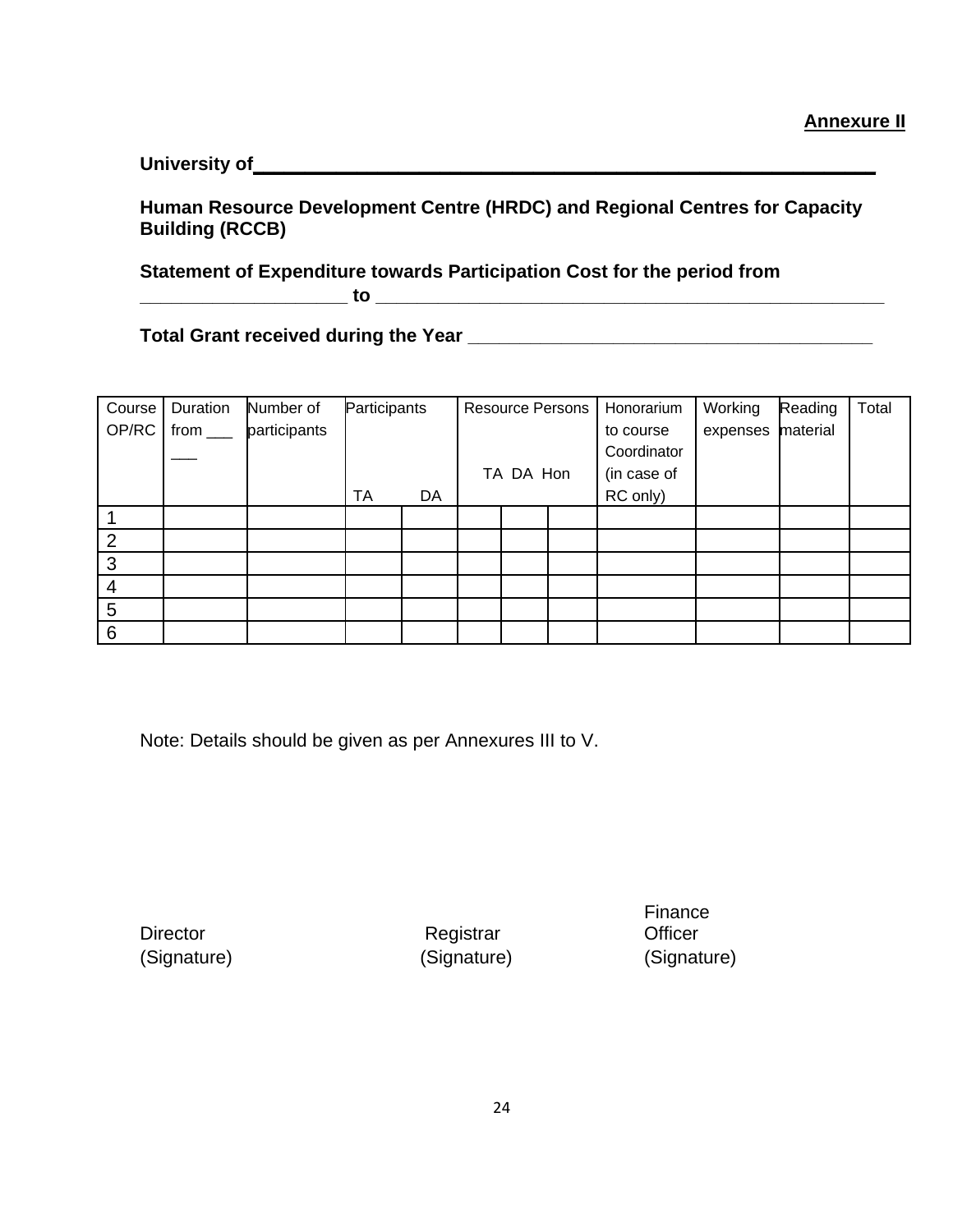**Annexure II**

**University of____________________________________________________**

**Human Resource Development Centre (HRDC) and Regional Centres for Capacity Building (RCCB)**

**Statement of Expenditure towards Participation Cost for the period from ____________________ to ____________________________________________________**

**Total Grant received during the Year ________________________________________**

| Course OP/RC | Duration from ___ ___ | Number of participants | Participants | | Resource Persons | | | Honorarium to course Coordinator (in case of RC only) | Working expenses | Reading material | Total |
|---|---|---|---|---|---|---|---|---|---|---|---|
| | | | TA | DA | TA | DA | Hon | | | | |
| 1 | | | | | | | | | | | |
| 2 | | | | | | | | | | | |
| 3 | | | | | | | | | | | |
| 4 | | | | | | | | | | | |
| 5 | | | | | | | | | | | |
| 6 | | | | | | | | | | | |

Note: Details should be given as per Annexures III to V.

Director (Signature)

Registrar (Signature)

Finance Officer (Signature)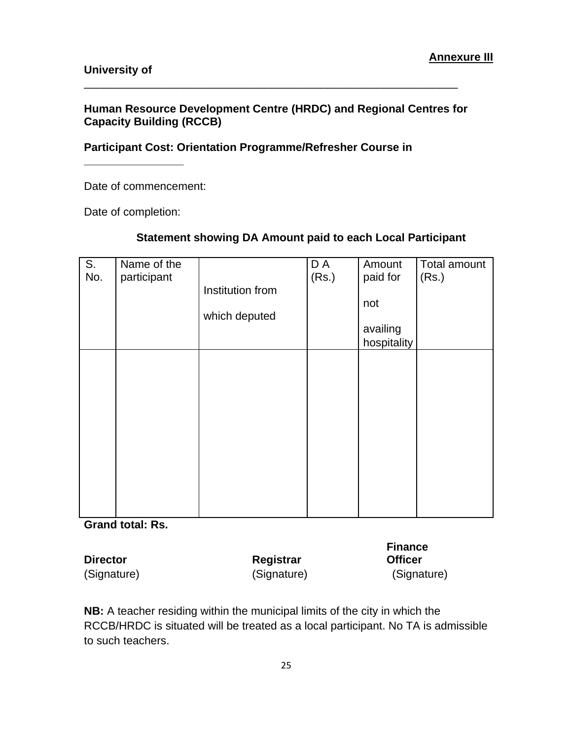**Annexure III**

**University of** _______________________________________________________________

**Human Resource Development Centre (HRDC) and Regional Centres for Capacity Building (RCCB)**

**Participant Cost: Orientation Programme/Refresher Course in** ________________

Date of commencement:

Date of completion:

**Statement showing DA Amount paid to each Local Participant**

| S. No. | Name of the participant | Institution from which deputed | D A (Rs.) | Amount paid for not availing hospitality | Total amount (Rs.) |
|---|---|---|---|---|---|
| | | | | | |

**Grand total: Rs.**

| **Director** | **Registrar** | **Finance Officer** |
|---|---|---|
| (Signature) | (Signature) | (Signature) |

**NB:** A teacher residing within the municipal limits of the city in which the RCCB/HRDC is situated will be treated as a local participant. No TA is admissible to such teachers.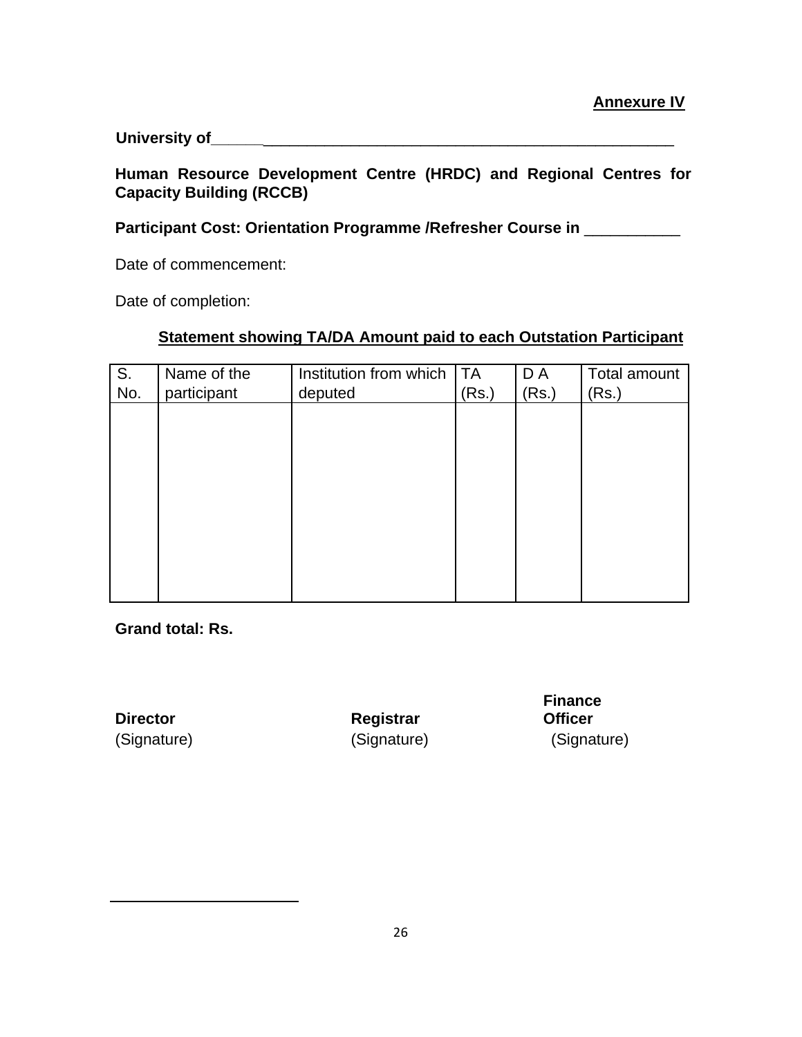**Annexure IV**

**University of\_\_\_\_\_\_\_\_\_\_\_\_\_\_\_\_\_\_\_\_\_\_\_\_\_\_\_\_\_\_\_\_\_\_\_\_\_\_\_\_\_\_\_\_\_\_\_\_\_\_\_\_\_\_\_\_**

**Human Resource Development Centre (HRDC) and Regional Centres for Capacity Building (RCCB)**

**Participant Cost: Orientation Programme /Refresher Course in \_\_\_\_\_\_\_\_\_\_\_**

Date of commencement:

Date of completion:

**Statement showing TA/DA Amount paid to each Outstation Participant**

| S. No. | Name of the participant | Institution from which deputed | TA (Rs.) | D A (Rs.) | Total amount (Rs.) |
|---|---|---|---|---|---|
| | | | | | |

**Grand total: Rs.**

| **Director** | **Registrar** | **Finance Officer** |
|---|---|---|
| (Signature) | (Signature) | (Signature) |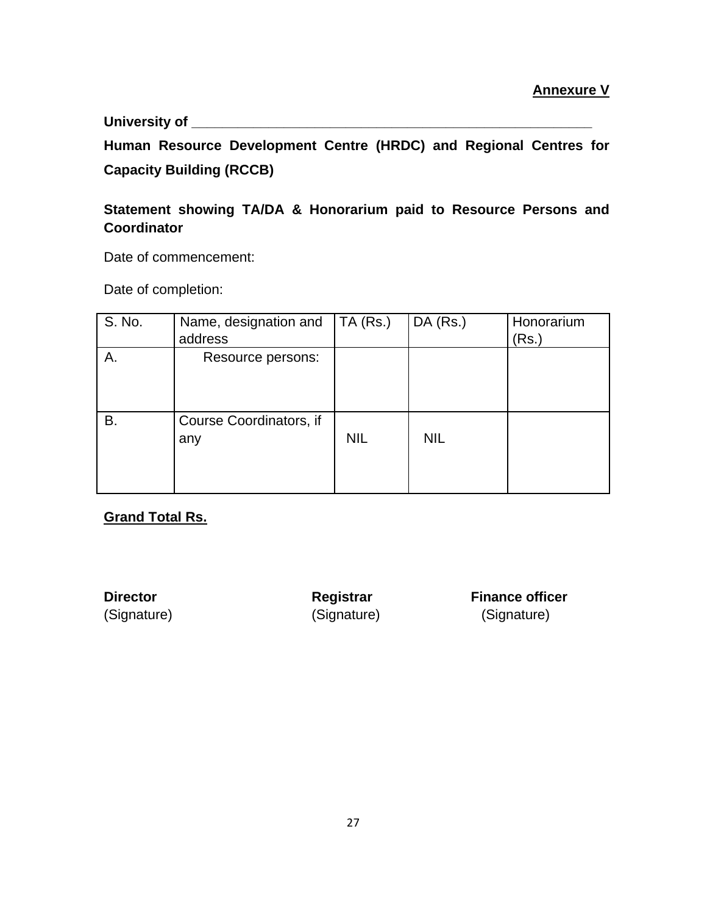**Annexure V**

**University of \_\_\_\_\_\_\_\_\_\_\_\_\_\_\_\_\_\_\_\_\_\_\_\_\_\_\_\_\_\_\_\_\_\_\_\_\_\_\_\_\_\_\_\_\_\_\_\_\_\_\_\_\_\_\_**

**Human Resource Development Centre (HRDC) and Regional Centres for Capacity Building (RCCB)**

**Statement showing TA/DA & Honorarium paid to Resource Persons and Coordinator**

Date of commencement:

Date of completion:

| S. No. | Name, designation and address | TA (Rs.) | DA (Rs.) | Honorarium (Rs.) |
|---|---|---|---|---|
| A. | Resource persons: | | | |
| B. | Course Coordinators, if any | NIL | NIL | |

**<u>Grand Total Rs.</u>**

| **Director** | **Registrar** | **Finance officer** |
|---|---|---|
| (Signature) | (Signature) | (Signature) |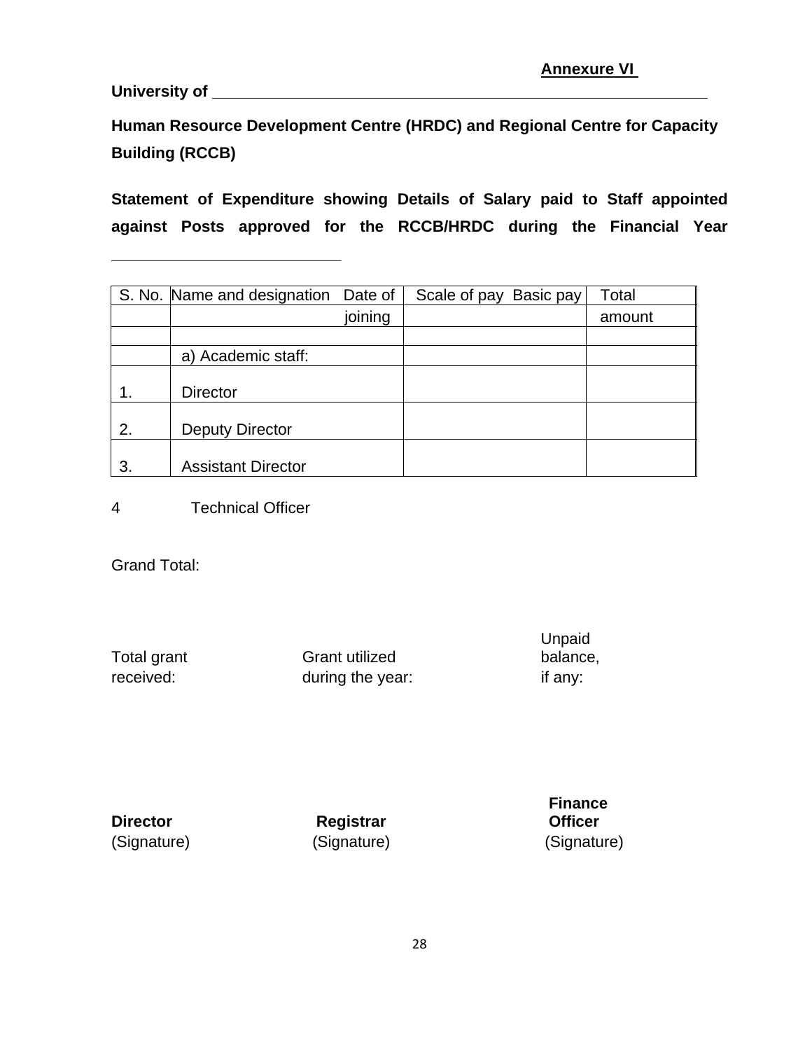**Annexure VI**

**University of ____________________________________________________________**

**Human Resource Development Centre (HRDC) and Regional Centre for Capacity Building (RCCB)**

**Statement of Expenditure showing Details of Salary paid to Staff appointed against Posts approved for the RCCB/HRDC during the Financial Year ____________________________**

| S. No. | Name and designation | Date of joining | Scale of pay | Basic pay | Total amount |
|---|---|---|---|---|---|
| | | | | | |
| | a) Academic staff: | | | | |
| 1. | Director | | | | |
| 2. | Deputy Director | | | | |
| 3. | Assistant Director | | | | |
| 4 | Technical Officer | | | | |

Grand Total:

Total grant received:

Grant utilized during the year:

Unpaid balance, if any:

**Director**
(Signature)

**Registrar**
(Signature)

**Finance Officer**
(Signature)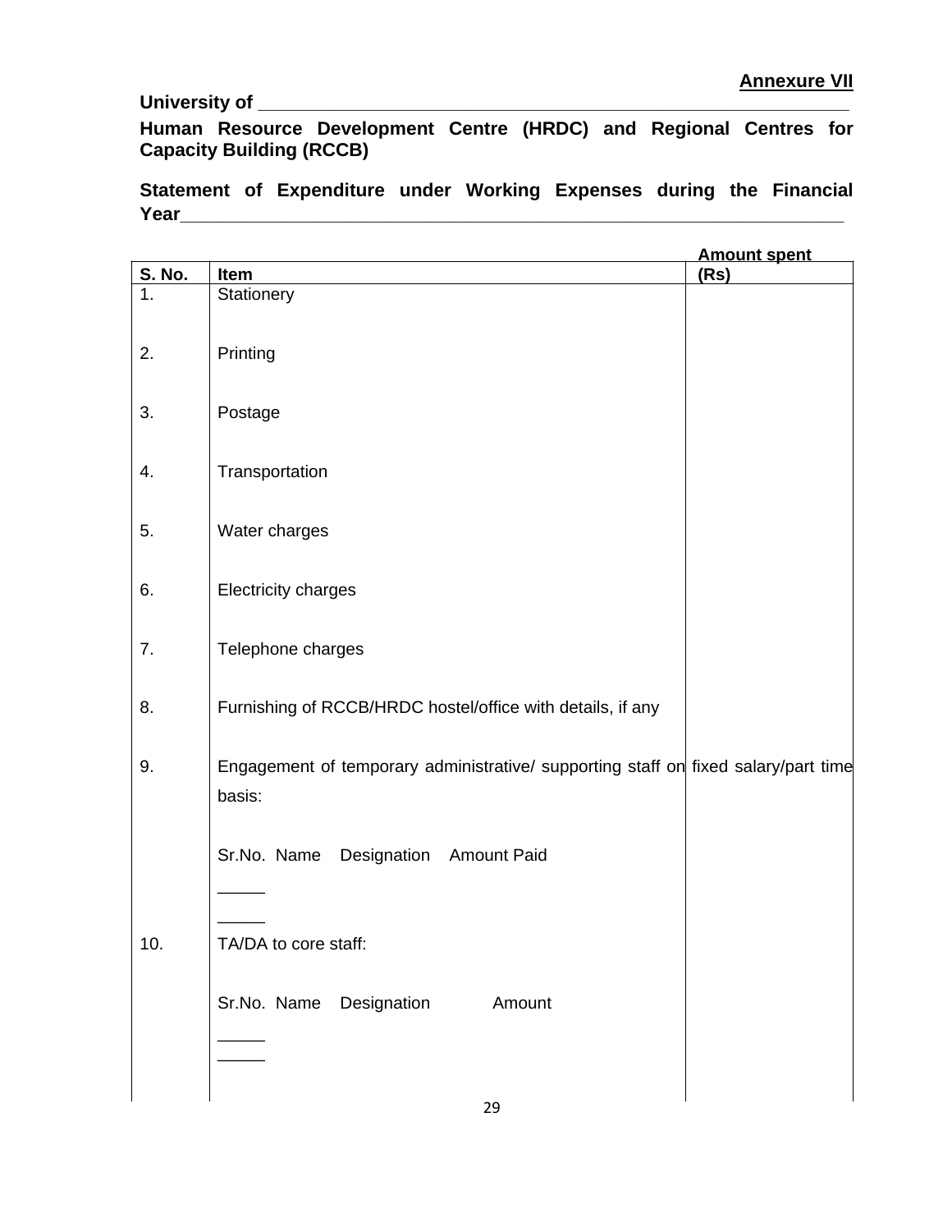**Annexure VII**

**University of \_\_\_\_\_\_\_\_\_\_\_\_\_\_\_\_\_\_\_\_\_\_\_\_\_\_\_\_\_\_\_\_\_\_\_\_\_\_\_\_\_\_\_\_\_\_\_\_\_\_\_\_\_\_\_\_\_\_**

**Human Resource Development Centre (HRDC) and Regional Centres for Capacity Building (RCCB)**

**Statement of Expenditure under Working Expenses during the Financial Year\_\_\_\_\_\_\_\_\_\_\_\_\_\_\_\_\_\_\_\_\_\_\_\_\_\_\_\_\_\_\_\_\_\_\_\_\_\_\_\_\_\_\_\_\_\_\_\_\_\_\_\_\_\_\_\_\_\_\_\_\_\_\_\_\_**

| S. No. | Item | Amount spent (Rs) |
|---|---|---|
| 1. | Stationery | |
| 2. | Printing | |
| 3. | Postage | |
| 4. | Transportation | |
| 5. | Water charges | |
| 6. | Electricity charges | |
| 7. | Telephone charges | |
| 8. | Furnishing of RCCB/HRDC hostel/office with details, if any | |
| 9. | Engagement of temporary administrative/ supporting staff on fixed salary/part time basis:<br><br>Sr.No. Name Designation Amount Paid<br>\_\_\_\_\_<br>\_\_\_\_\_ | |
| 10. | TA/DA to core staff:<br><br>Sr.No. Name Designation Amount<br>\_\_\_\_\_<br>\_\_\_\_\_ | |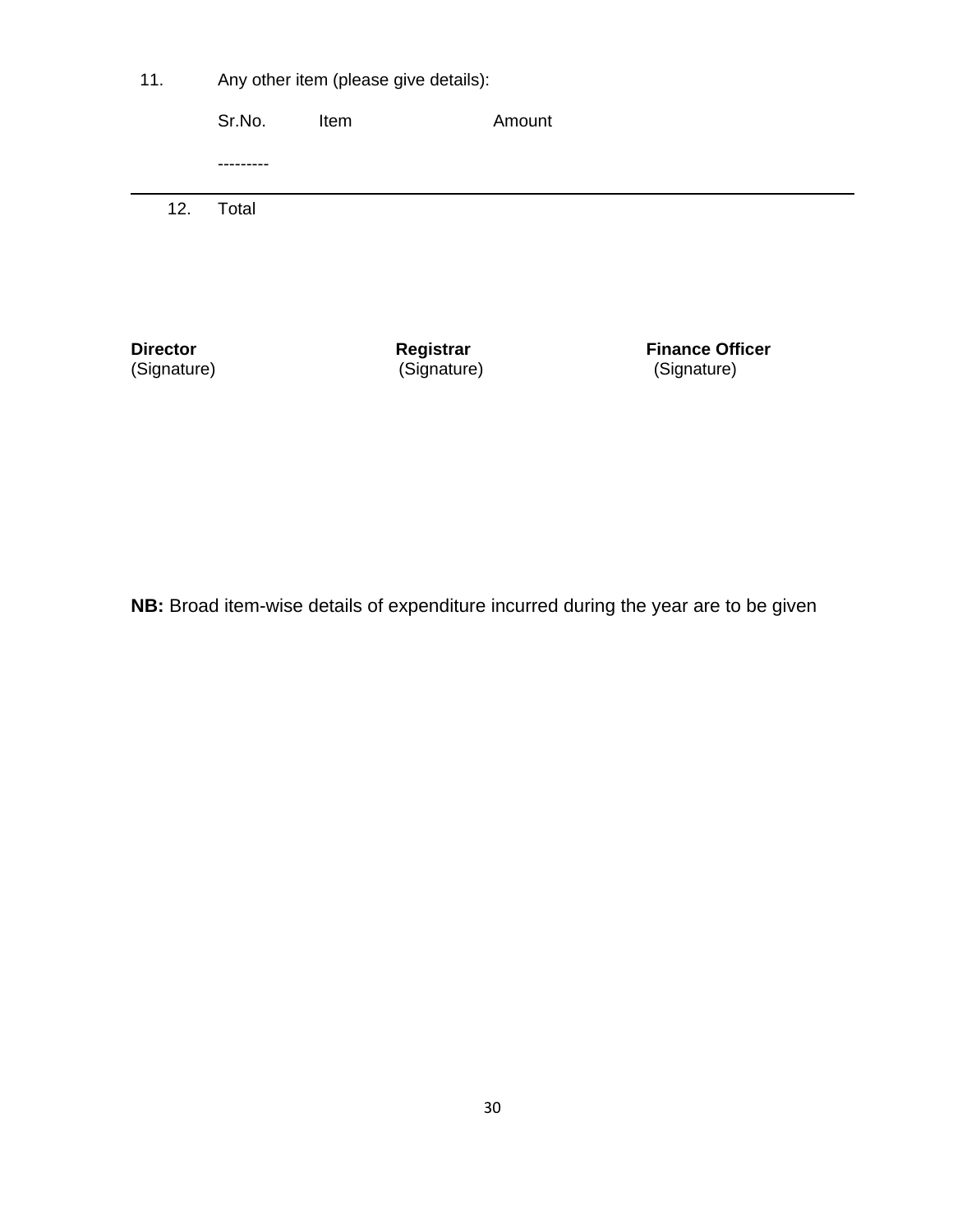11. Any other item (please give details):

| Sr.No. | Item | Amount |
|---|---|---|
| --------- | | |

---

12. Total

| **Director** | **Registrar** | **Finance Officer** |
|---|---|---|
| (Signature) | (Signature) | (Signature) |

**NB:** Broad item-wise details of expenditure incurred during the year are to be given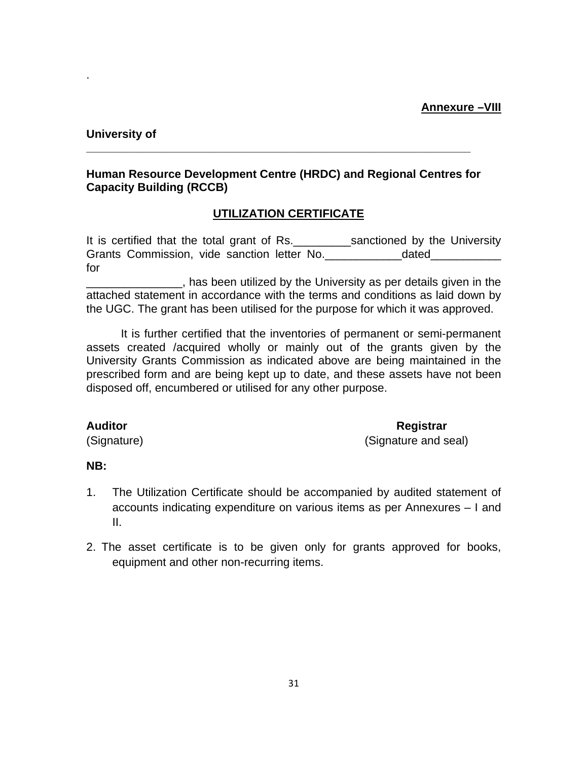.

**Annexure –VIII**

**University of** 

___________________________________________________________________

**Human Resource Development Centre (HRDC) and Regional Centres for Capacity Building (RCCB)**

## UTILIZATION CERTIFICATE

It is certified that the total grant of Rs._________sanctioned by the University Grants Commission, vide sanction letter No.____________dated___________ for
_______________, has been utilized by the University as per details given in the attached statement in accordance with the terms and conditions as laid down by the UGC. The grant has been utilised for the purpose for which it was approved.

It is further certified that the inventories of permanent or semi-permanent assets created /acquired wholly or mainly out of the grants given by the University Grants Commission as indicated above are being maintained in the prescribed form and are being kept up to date, and these assets have not been disposed off, encumbered or utilised for any other purpose.

**Auditor** 
(Signature)

**Registrar** 
(Signature and seal)

**NB:**

1. The Utilization Certificate should be accompanied by audited statement of accounts indicating expenditure on various items as per Annexures – I and II.

2. The asset certificate is to be given only for grants approved for books, equipment and other non-recurring items.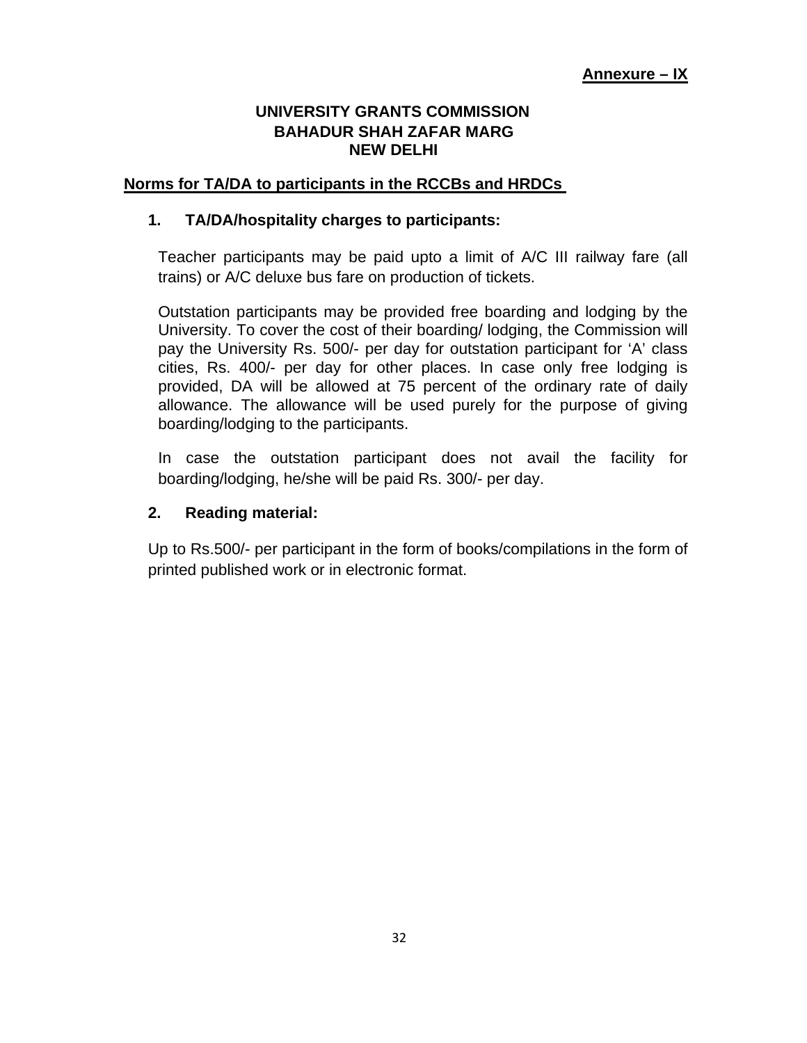**Annexure – IX**

**UNIVERSITY GRANTS COMMISSION**
**BAHADUR SHAH ZAFAR MARG**
**NEW DELHI**

## Norms for TA/DA to participants in the RCCBs and HRDCs

### 1. TA/DA/hospitality charges to participants:

Teacher participants may be paid upto a limit of A/C III railway fare (all trains) or A/C deluxe bus fare on production of tickets.

Outstation participants may be provided free boarding and lodging by the University. To cover the cost of their boarding/ lodging, the Commission will pay the University Rs. 500/- per day for outstation participant for 'A' class cities, Rs. 400/- per day for other places. In case only free lodging is provided, DA will be allowed at 75 percent of the ordinary rate of daily allowance. The allowance will be used purely for the purpose of giving boarding/lodging to the participants.

In case the outstation participant does not avail the facility for boarding/lodging, he/she will be paid Rs. 300/- per day.

### 2. Reading material:

Up to Rs.500/- per participant in the form of books/compilations in the form of printed published work or in electronic format.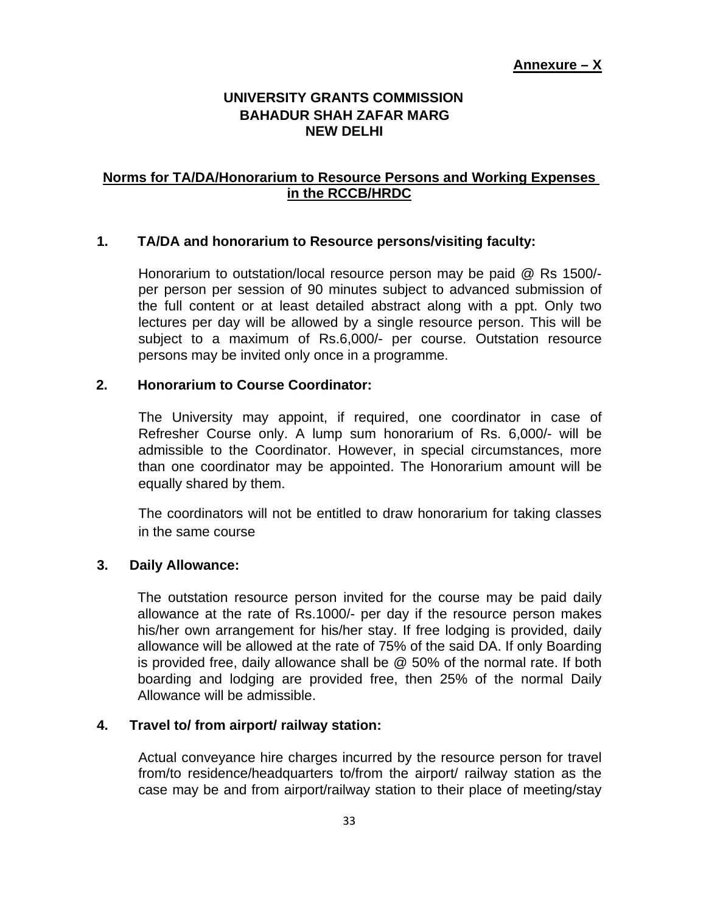**Annexure – X**

**UNIVERSITY GRANTS COMMISSION**
**BAHADUR SHAH ZAFAR MARG**
**NEW DELHI**

## Norms for TA/DA/Honorarium to Resource Persons and Working Expenses in the RCCB/HRDC

### 1. TA/DA and honorarium to Resource persons/visiting faculty:

Honorarium to outstation/local resource person may be paid @ Rs 1500/- per person per session of 90 minutes subject to advanced submission of the full content or at least detailed abstract along with a ppt. Only two lectures per day will be allowed by a single resource person. This will be subject to a maximum of Rs.6,000/- per course. Outstation resource persons may be invited only once in a programme.

### 2. Honorarium to Course Coordinator:

The University may appoint, if required, one coordinator in case of Refresher Course only. A lump sum honorarium of Rs. 6,000/- will be admissible to the Coordinator. However, in special circumstances, more than one coordinator may be appointed. The Honorarium amount will be equally shared by them.

The coordinators will not be entitled to draw honorarium for taking classes in the same course

### 3. Daily Allowance:

The outstation resource person invited for the course may be paid daily allowance at the rate of Rs.1000/- per day if the resource person makes his/her own arrangement for his/her stay. If free lodging is provided, daily allowance will be allowed at the rate of 75% of the said DA. If only Boarding is provided free, daily allowance shall be @ 50% of the normal rate. If both boarding and lodging are provided free, then 25% of the normal Daily Allowance will be admissible.

### 4. Travel to/ from airport/ railway station:

Actual conveyance hire charges incurred by the resource person for travel from/to residence/headquarters to/from the airport/ railway station as the case may be and from airport/railway station to their place of meeting/stay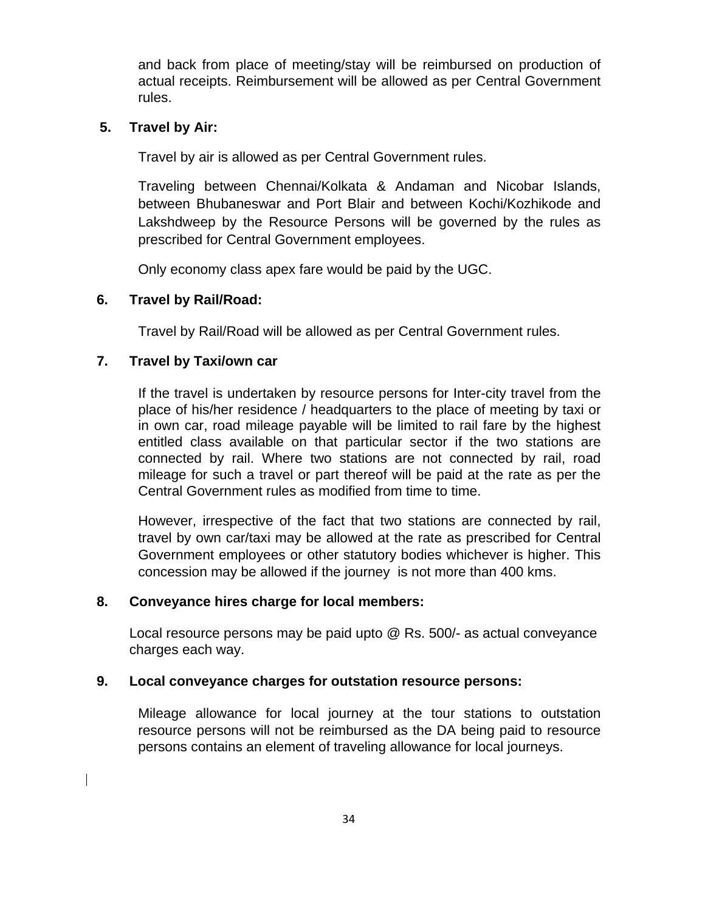and back from place of meeting/stay will be reimbursed on production of actual receipts. Reimbursement will be allowed as per Central Government rules.

**5. Travel by Air:**

Travel by air is allowed as per Central Government rules.

Traveling between Chennai/Kolkata & Andaman and Nicobar Islands, between Bhubaneswar and Port Blair and between Kochi/Kozhikode and Lakshdweep by the Resource Persons will be governed by the rules as prescribed for Central Government employees.

Only economy class apex fare would be paid by the UGC.

**6. Travel by Rail/Road:**

Travel by Rail/Road will be allowed as per Central Government rules.

**7. Travel by Taxi/own car**

If the travel is undertaken by resource persons for Inter-city travel from the place of his/her residence / headquarters to the place of meeting by taxi or in own car, road mileage payable will be limited to rail fare by the highest entitled class available on that particular sector if the two stations are connected by rail. Where two stations are not connected by rail, road mileage for such a travel or part thereof will be paid at the rate as per the Central Government rules as modified from time to time.

However, irrespective of the fact that two stations are connected by rail, travel by own car/taxi may be allowed at the rate as prescribed for Central Government employees or other statutory bodies whichever is higher. This concession may be allowed if the journey is not more than 400 kms.

**8. Conveyance hires charge for local members:**

Local resource persons may be paid upto @ Rs. 500/- as actual conveyance charges each way.

**9. Local conveyance charges for outstation resource persons:**

Mileage allowance for local journey at the tour stations to outstation resource persons will not be reimbursed as the DA being paid to resource persons contains an element of traveling allowance for local journeys.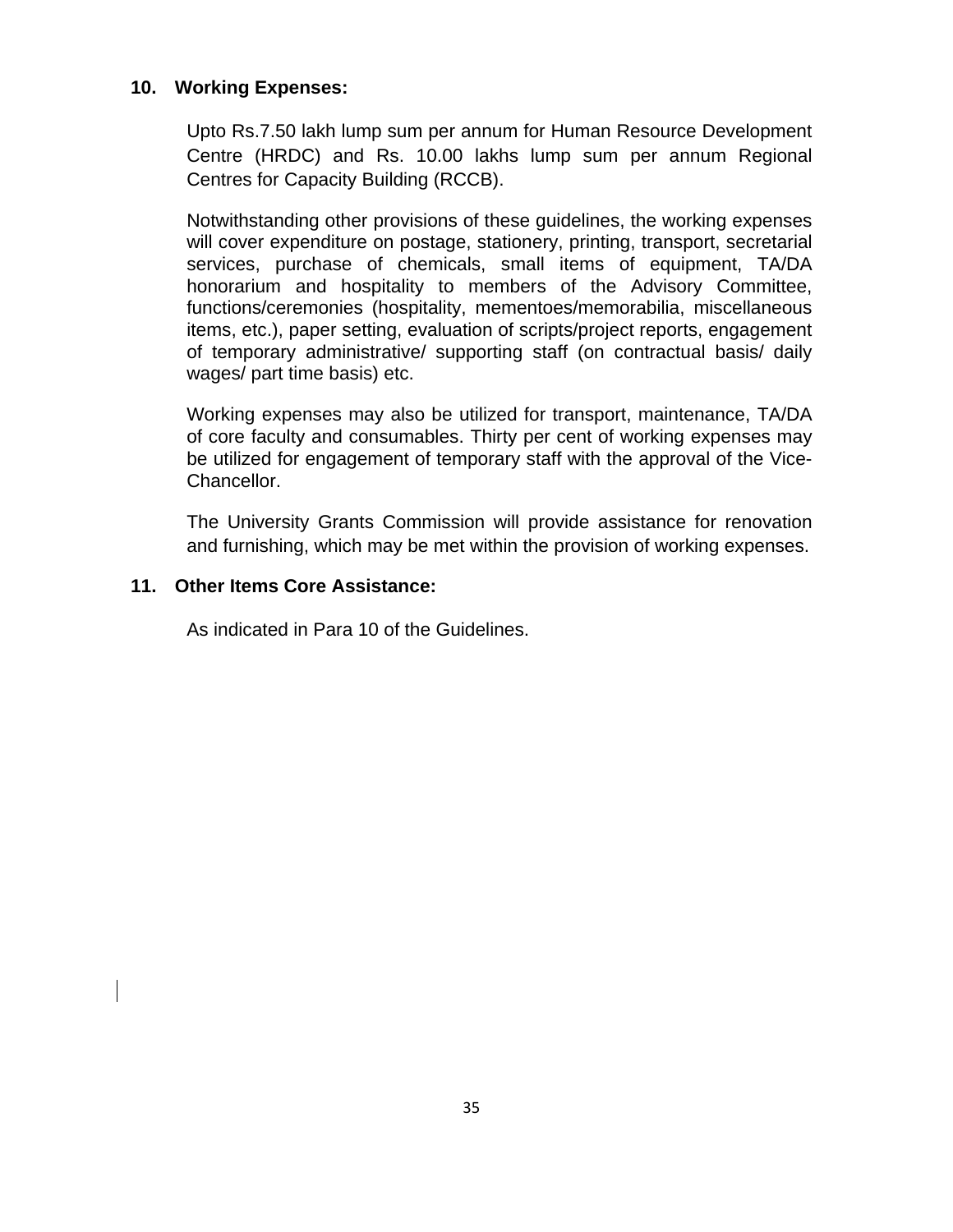**10. Working Expenses:**

Upto Rs.7.50 lakh lump sum per annum for Human Resource Development Centre (HRDC) and Rs. 10.00 lakhs lump sum per annum Regional Centres for Capacity Building (RCCB).

Notwithstanding other provisions of these guidelines, the working expenses will cover expenditure on postage, stationery, printing, transport, secretarial services, purchase of chemicals, small items of equipment, TA/DA honorarium and hospitality to members of the Advisory Committee, functions/ceremonies (hospitality, mementoes/memorabilia, miscellaneous items, etc.), paper setting, evaluation of scripts/project reports, engagement of temporary administrative/ supporting staff (on contractual basis/ daily wages/ part time basis) etc.

Working expenses may also be utilized for transport, maintenance, TA/DA of core faculty and consumables. Thirty per cent of working expenses may be utilized for engagement of temporary staff with the approval of the Vice-Chancellor.

The University Grants Commission will provide assistance for renovation and furnishing, which may be met within the provision of working expenses.

**11. Other Items Core Assistance:**

As indicated in Para 10 of the Guidelines.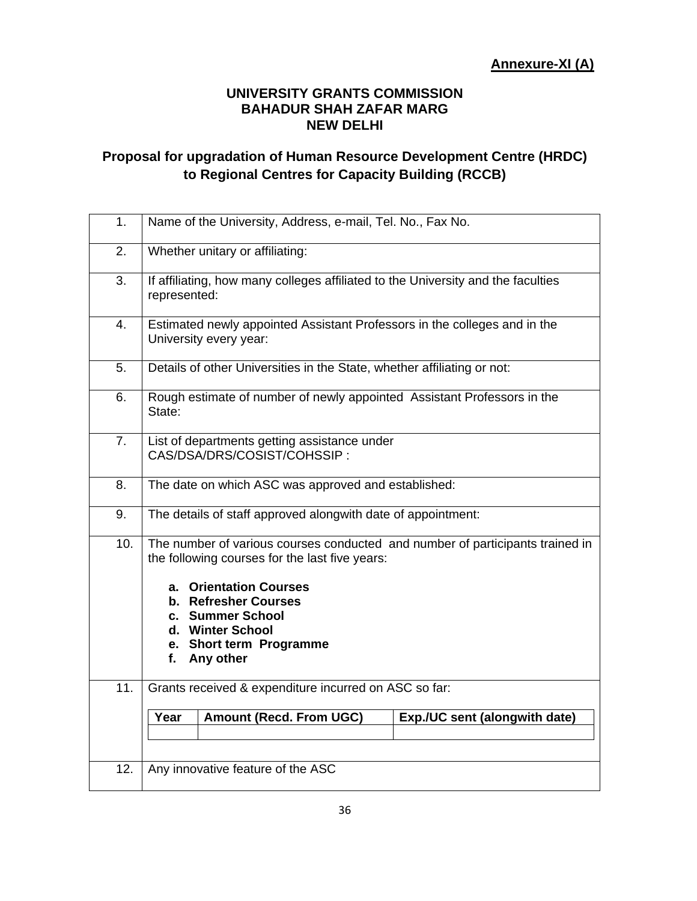**Annexure-XI (A)**

**UNIVERSITY GRANTS COMMISSION**
**BAHADUR SHAH ZAFAR MARG**
**NEW DELHI**

## Proposal for upgradation of Human Resource Development Centre (HRDC) to Regional Centres for Capacity Building (RCCB)

| | |
|---|---|
| 1. | Name of the University, Address, e-mail, Tel. No., Fax No. |
| 2. | Whether unitary or affiliating: |
| 3. | If affiliating, how many colleges affiliated to the University and the faculties represented: |
| 4. | Estimated newly appointed Assistant Professors in the colleges and in the University every year: |
| 5. | Details of other Universities in the State, whether affiliating or not: |
| 6. | Rough estimate of number of newly appointed Assistant Professors in the State: |
| 7. | List of departments getting assistance under CAS/DSA/DRS/COSIST/COHSSIP : |
| 8. | The date on which ASC was approved and established: |
| 9. | The details of staff approved alongwith date of appointment: |
| 10. | The number of various courses conducted and number of participants trained in the following courses for the last five years:<br><br>**a. Orientation Courses**<br>**b. Refresher Courses**<br>**c. Summer School**<br>**d. Winter School**<br>**e. Short term Programme**<br>**f. Any other** |
| 11. | Grants received & expenditure incurred on ASC so far: |
| 12. | Any innovative feature of the ASC |

| **Year** | **Amount (Recd. From UGC)** | **Exp./UC sent (alongwith date)** |
|---|---|---|
| | | |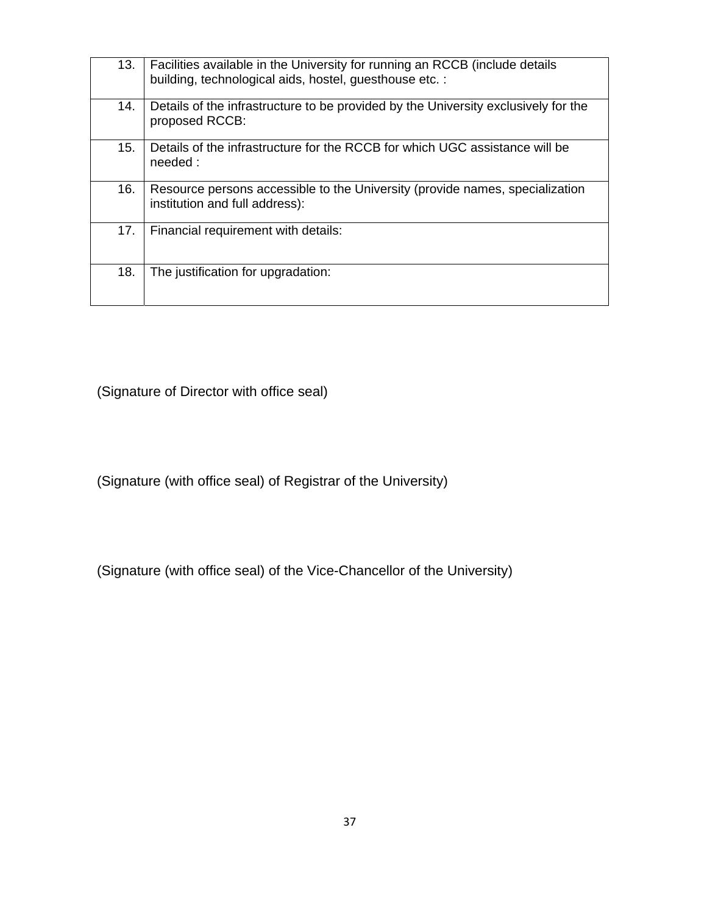| | |
|---|---|
| 13. | Facilities available in the University for running an RCCB (include details building, technological aids, hostel, guesthouse etc. : |
| 14. | Details of the infrastructure to be provided by the University exclusively for the proposed RCCB: |
| 15. | Details of the infrastructure for the RCCB for which UGC assistance will be needed : |
| 16. | Resource persons accessible to the University (provide names, specialization institution and full address): |
| 17. | Financial requirement with details: |
| 18. | The justification for upgradation: |

(Signature of Director with office seal)

(Signature (with office seal) of Registrar of the University)

(Signature (with office seal) of the Vice-Chancellor of the University)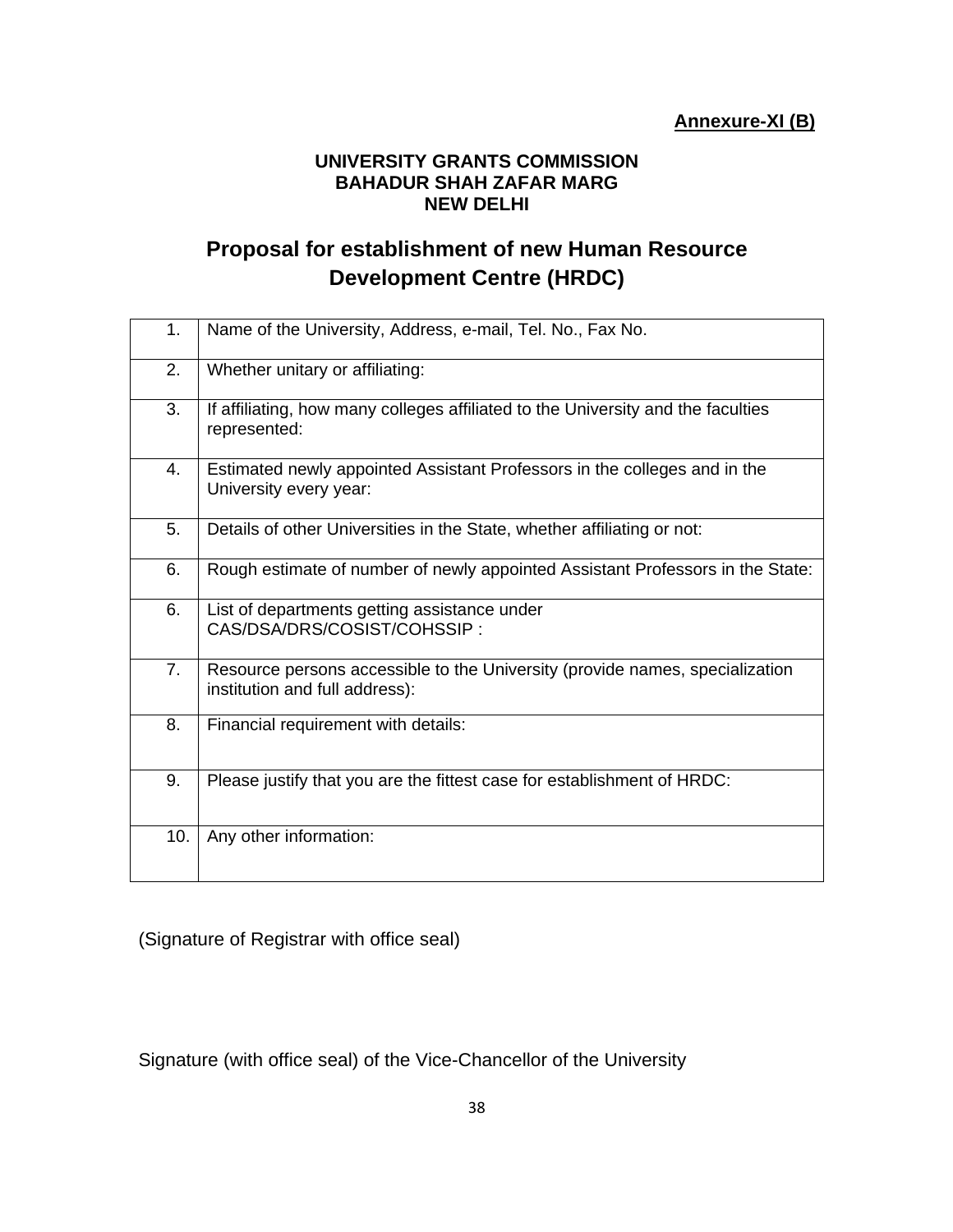**Annexure-XI (B)**

**UNIVERSITY GRANTS COMMISSION**
**BAHADUR SHAH ZAFAR MARG**
**NEW DELHI**

## Proposal for establishment of new Human Resource Development Centre (HRDC)

| | |
|---|---|
| 1. | Name of the University, Address, e-mail, Tel. No., Fax No. |
| 2. | Whether unitary or affiliating: |
| 3. | If affiliating, how many colleges affiliated to the University and the faculties represented: |
| 4. | Estimated newly appointed Assistant Professors in the colleges and in the University every year: |
| 5. | Details of other Universities in the State, whether affiliating or not: |
| 6. | Rough estimate of number of newly appointed Assistant Professors in the State: |
| 6. | List of departments getting assistance under CAS/DSA/DRS/COSIST/COHSSIP : |
| 7. | Resource persons accessible to the University (provide names, specialization institution and full address): |
| 8. | Financial requirement with details: |
| 9. | Please justify that you are the fittest case for establishment of HRDC: |
| 10. | Any other information: |

(Signature of Registrar with office seal)

Signature (with office seal) of the Vice-Chancellor of the University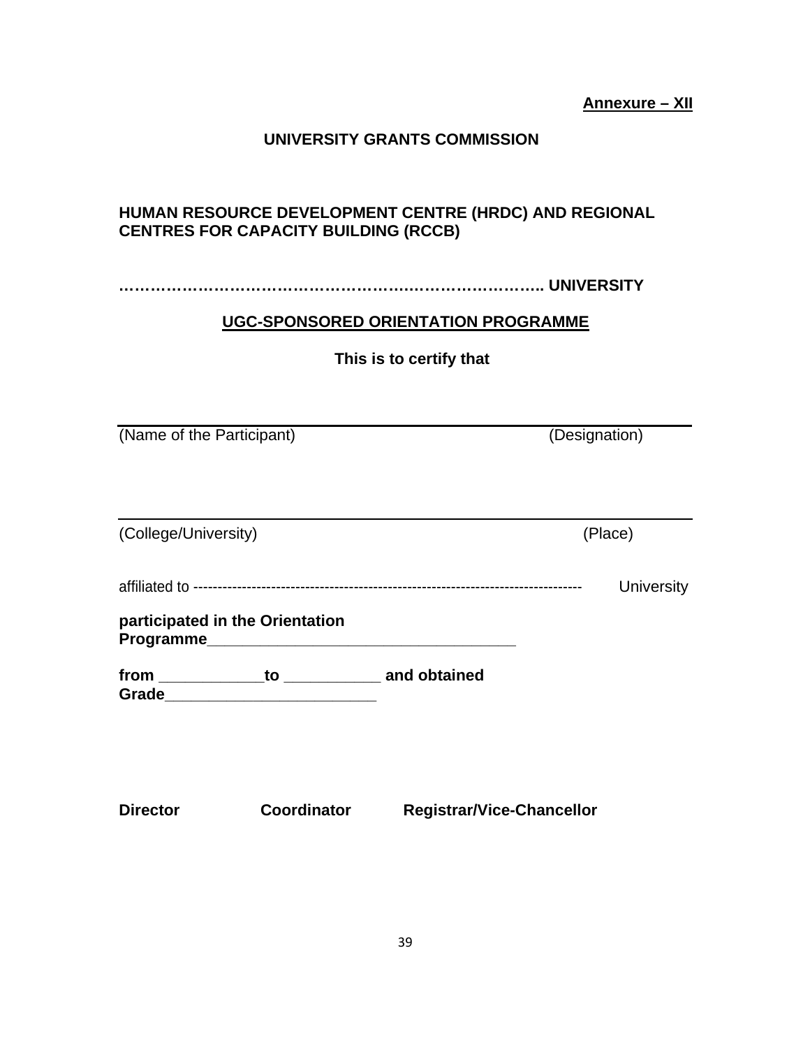**Annexure – XII**

**UNIVERSITY GRANTS COMMISSION**

**HUMAN RESOURCE DEVELOPMENT CENTRE (HRDC) AND REGIONAL CENTRES FOR CAPACITY BUILDING (RCCB)**

**……………………………………………..…………………….. UNIVERSITY**

**UGC-SPONSORED ORIENTATION PROGRAMME**

**This is to certify that**

______________________________________________________________

(Name of the Participant) (Designation)

______________________________________________________________

(College/University) (Place)

affiliated to --------------------------------------------------------------------------------- University

**participated in the Orientation Programme_____________________________________**

**from ____________to ___________ and obtained Grade________________________**

**Director** **Coordinator** **Registrar/Vice-Chancellor**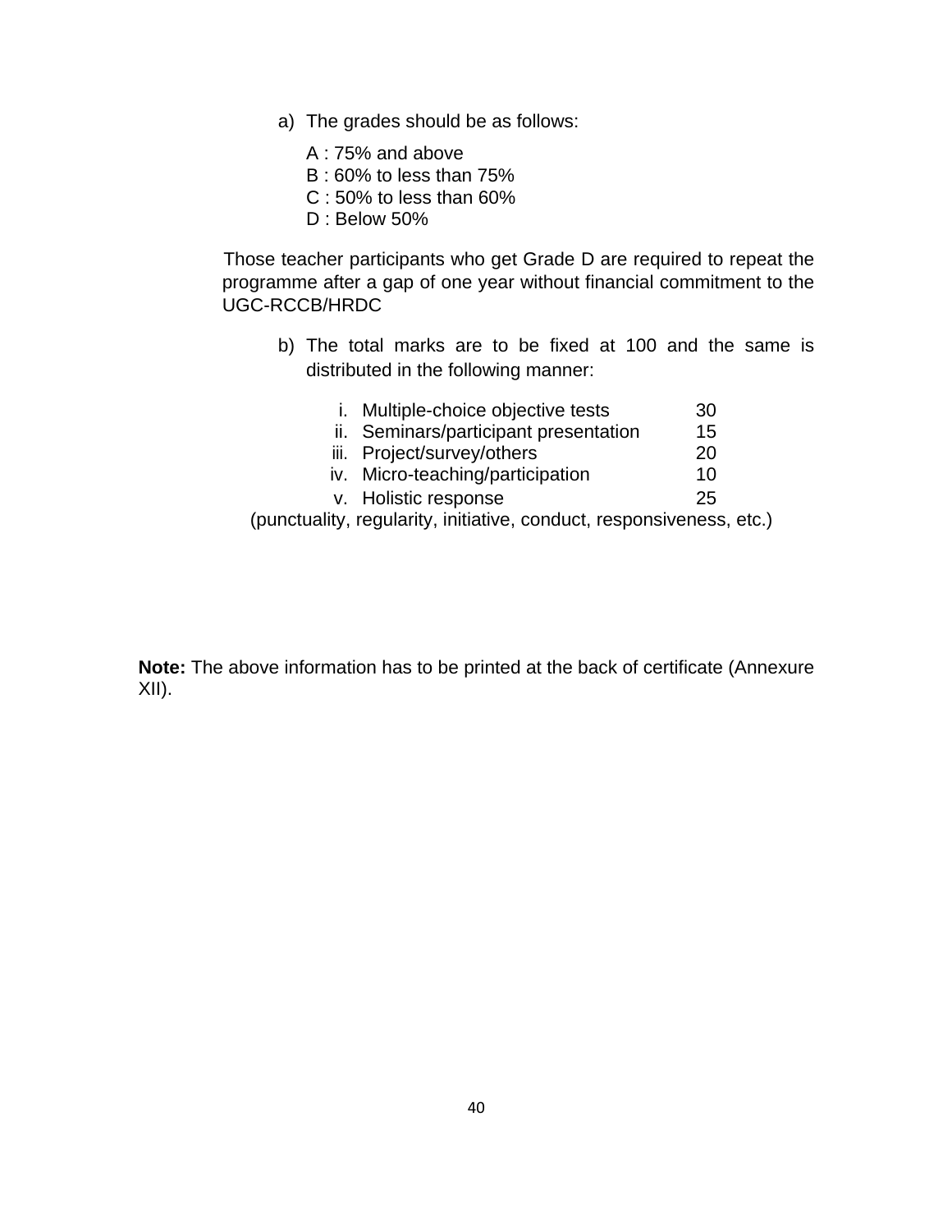a) The grades should be as follows:

   A : 75% and above
   B : 60% to less than 75%
   C : 50% to less than 60%
   D : Below 50%

Those teacher participants who get Grade D are required to repeat the programme after a gap of one year without financial commitment to the UGC-RCCB/HRDC

b) The total marks are to be fixed at 100 and the same is distributed in the following manner:

| | | |
|---|---|---|
| i. | Multiple-choice objective tests | 30 |
| ii. | Seminars/participant presentation | 15 |
| iii. | Project/survey/others | 20 |
| iv. | Micro-teaching/participation | 10 |
| v. | Holistic response | 25 |

(punctuality, regularity, initiative, conduct, responsiveness, etc.)

**Note:** The above information has to be printed at the back of certificate (Annexure XII).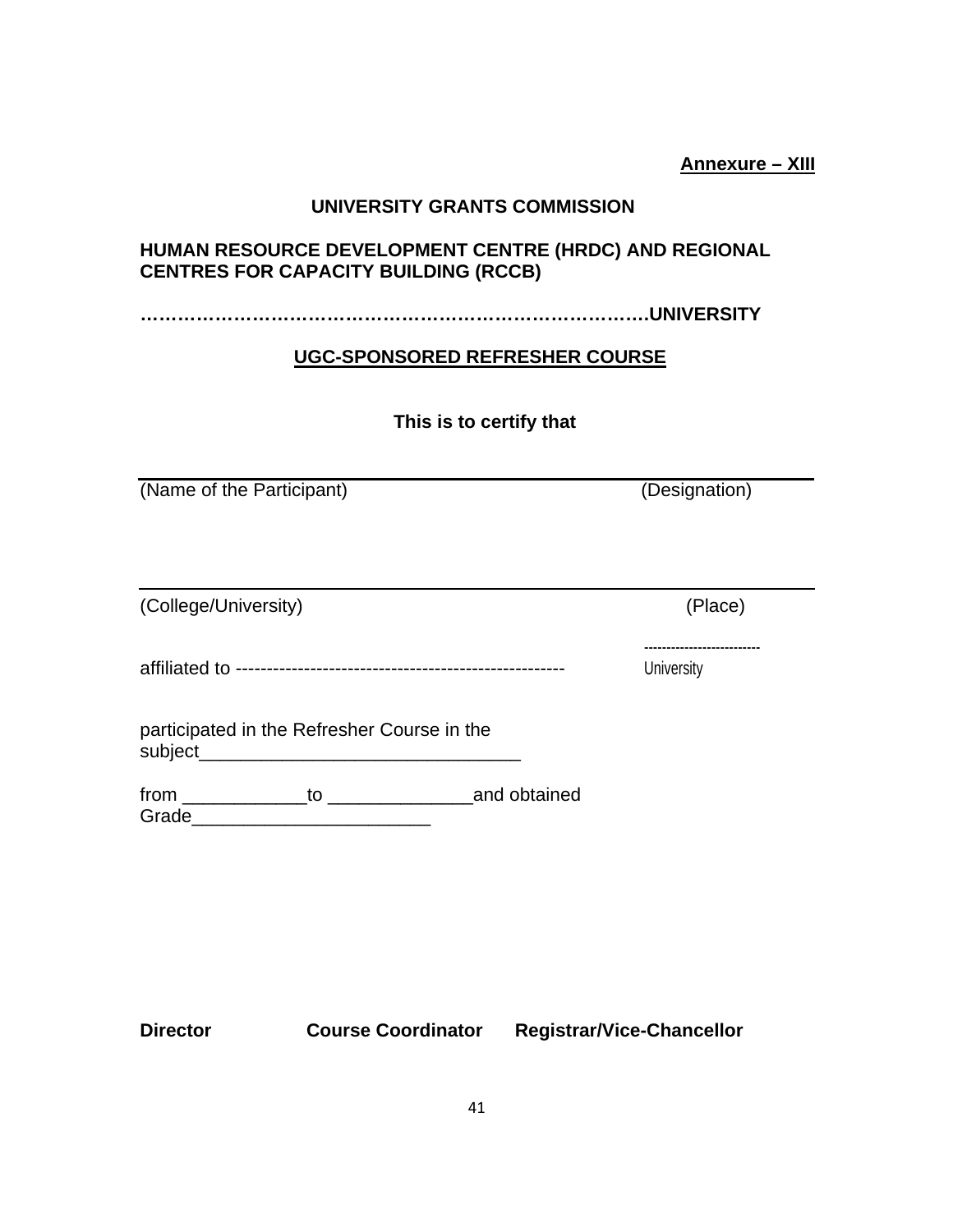**Annexure – XIII**

**UNIVERSITY GRANTS COMMISSION**

**HUMAN RESOURCE DEVELOPMENT CENTRE (HRDC) AND REGIONAL CENTRES FOR CAPACITY BUILDING (RCCB)**

**…………………………………………………………………….UNIVERSITY**

**UGC-SPONSORED REFRESHER COURSE**

**This is to certify that**

___________________________________________________________________

(Name of the Participant) (Designation)

___________________________________________________________________

(College/University) (Place)

affiliated to ---------------------------------------------------- ------------------------- University

participated in the Refresher Course in the subject_______________________________

from ____________to ______________and obtained Grade_______________________

**Director** **Course Coordinator** **Registrar/Vice-Chancellor**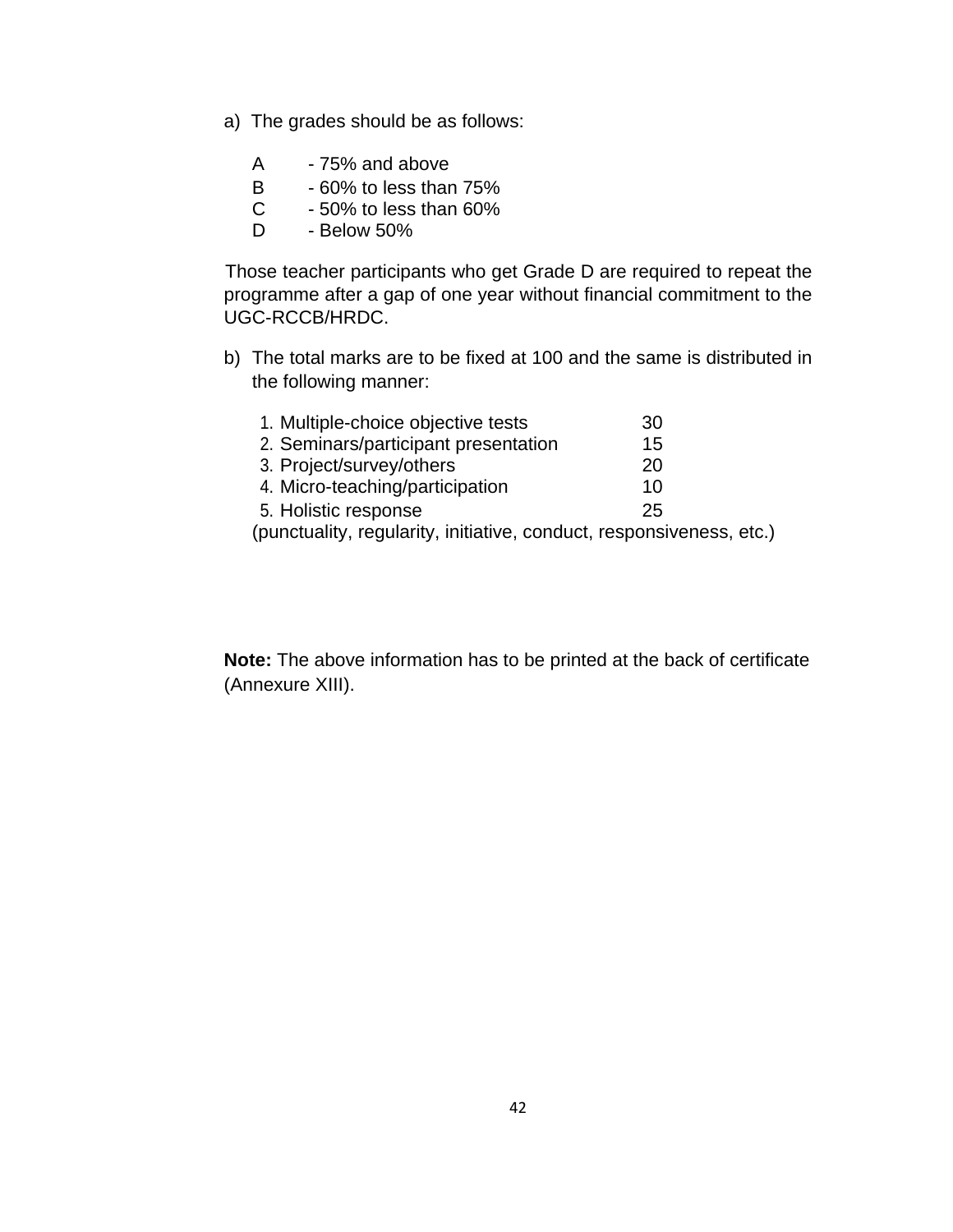a) The grades should be as follows:

| | |
|---|---|
| A | - 75% and above |
| B | - 60% to less than 75% |
| C | - 50% to less than 60% |
| D | - Below 50% |

Those teacher participants who get Grade D are required to repeat the programme after a gap of one year without financial commitment to the UGC-RCCB/HRDC.

b) The total marks are to be fixed at 100 and the same is distributed in the following manner:

| | |
|---|---|
| 1. Multiple-choice objective tests | 30 |
| 2. Seminars/participant presentation | 15 |
| 3. Project/survey/others | 20 |
| 4. Micro-teaching/participation | 10 |
| 5. Holistic response | 25 |

(punctuality, regularity, initiative, conduct, responsiveness, etc.)

**Note:** The above information has to be printed at the back of certificate (Annexure XIII).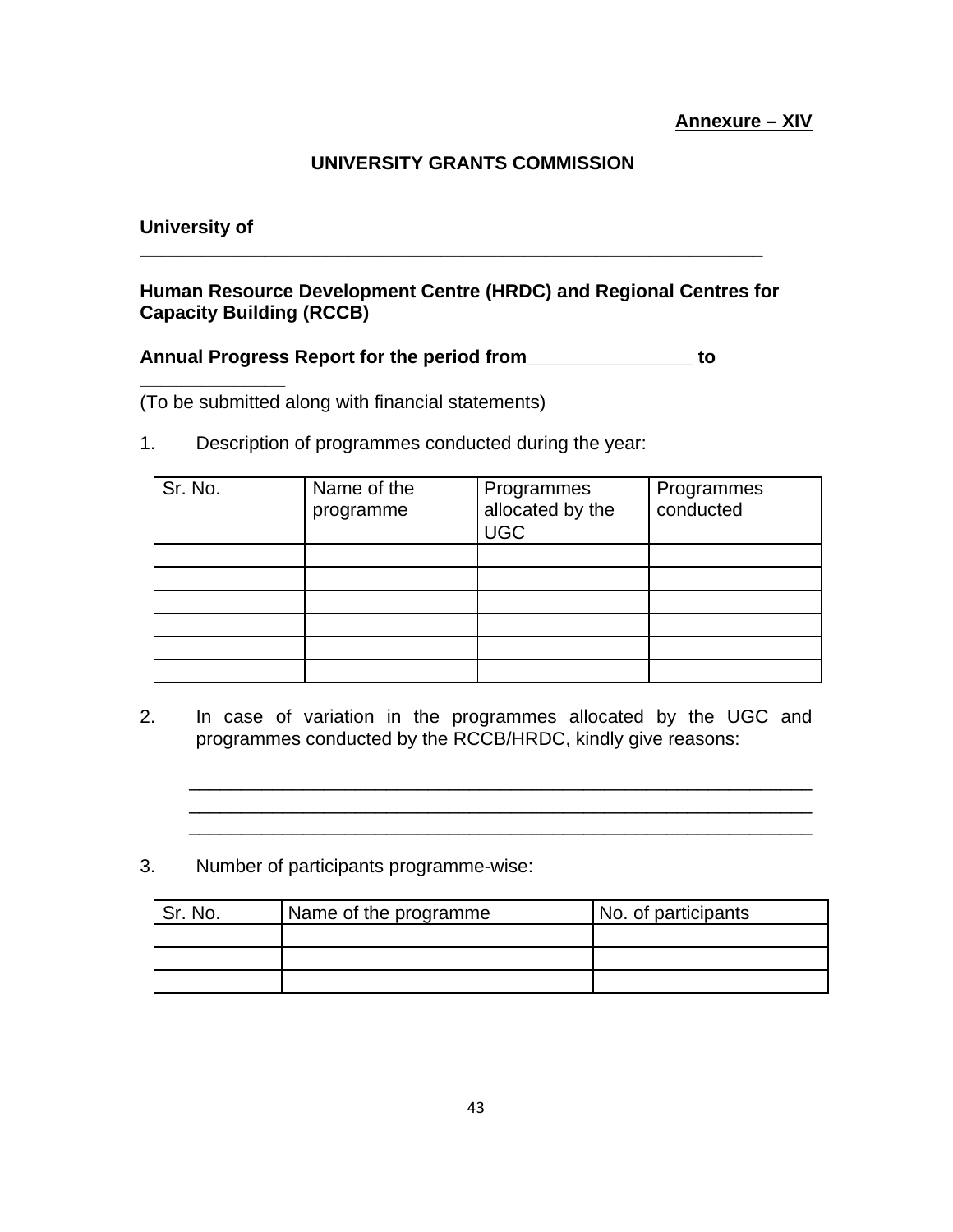**Annexure – XIV**

**UNIVERSITY GRANTS COMMISSION**

**University of ____________________________________________________________**

**Human Resource Development Centre (HRDC) and Regional Centres for Capacity Building (RCCB)**

**Annual Progress Report for the period from________________ to ______________**

(To be submitted along with financial statements)

1. Description of programmes conducted during the year:

| Sr. No. | Name of the programme | Programmes allocated by the UGC | Programmes conducted |
|---|---|---|---|
| | | | |
| | | | |
| | | | |
| | | | |
| | | | |
| | | | |

2. In case of variation in the programmes allocated by the UGC and programmes conducted by the RCCB/HRDC, kindly give reasons:

____________________________________________________________
____________________________________________________________
____________________________________________________________

3. Number of participants programme-wise:

| Sr. No. | Name of the programme | No. of participants |
|---|---|---|
| | | |
| | | |
| | | |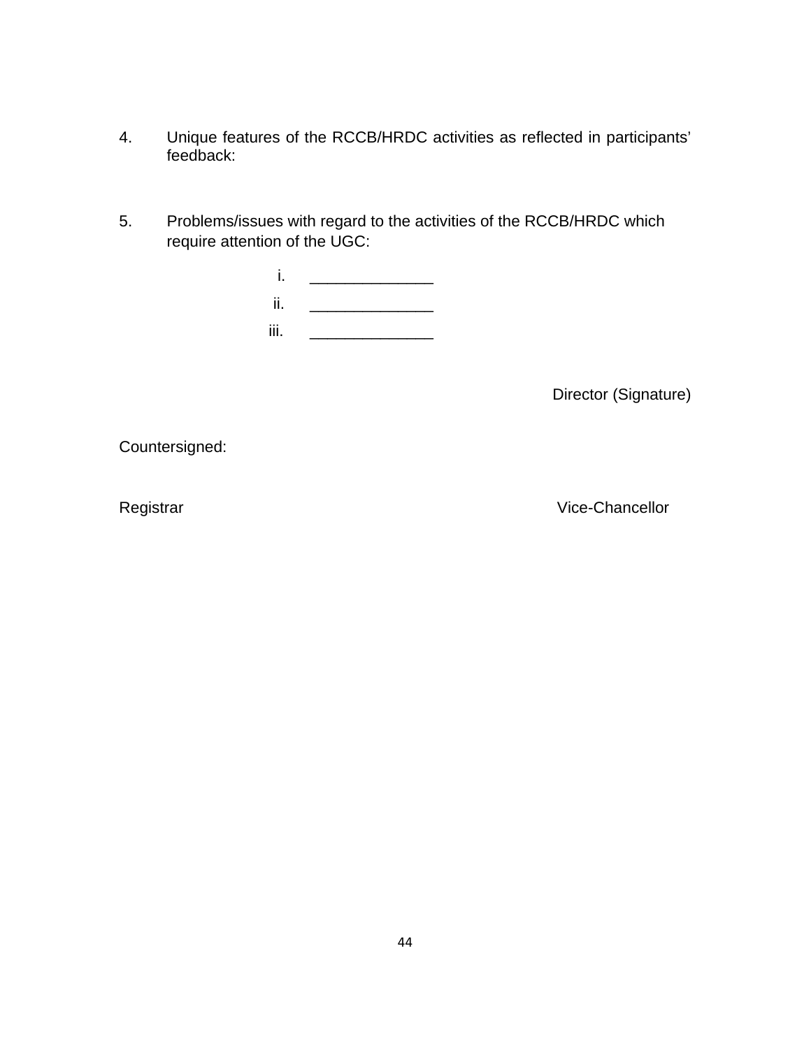4. Unique features of the RCCB/HRDC activities as reflected in participants' feedback:

5. Problems/issues with regard to the activities of the RCCB/HRDC which require attention of the UGC:

   i. ______________
   
   ii. ______________
   
   iii. ______________

Director (Signature)

Countersigned:

Registrar                                        Vice-Chancellor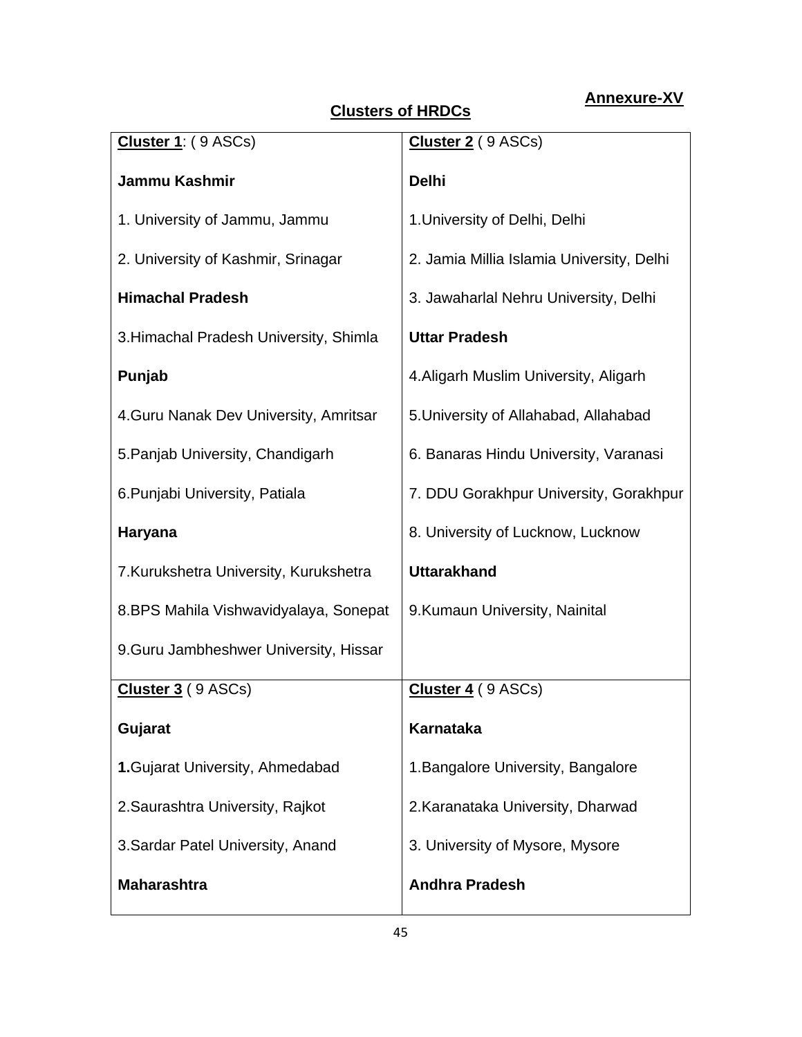**Annexure-XV**

## Clusters of HRDCs

| **Cluster 1**: ( 9 ASCs) | **Cluster 2** ( 9 ASCs) |
| --- | --- |
| **Jammu Kashmir** | **Delhi** |
| 1. University of Jammu, Jammu | 1.University of Delhi, Delhi |
| 2. University of Kashmir, Srinagar | 2. Jamia Millia Islamia University, Delhi |
| **Himachal Pradesh** | 3. Jawaharlal Nehru University, Delhi |
| 3.Himachal Pradesh University, Shimla | **Uttar Pradesh** |
| **Punjab** | 4.Aligarh Muslim University, Aligarh |
| 4.Guru Nanak Dev University, Amritsar | 5.University of Allahabad, Allahabad |
| 5.Panjab University, Chandigarh | 6. Banaras Hindu University, Varanasi |
| 6.Punjabi University, Patiala | 7. DDU Gorakhpur University, Gorakhpur |
| **Haryana** | 8. University of Lucknow, Lucknow |
| 7.Kurukshetra University, Kurukshetra | **Uttarakhand** |
| 8.BPS Mahila Vishwavidyalaya, Sonepat | 9.Kumaun University, Nainital |
| 9.Guru Jambheshwer University, Hissar | |
| **Cluster 3** ( 9 ASCs) | **Cluster 4** ( 9 ASCs) |
| **Gujarat** | **Karnataka** |
| **1.**Gujarat University, Ahmedabad | 1.Bangalore University, Bangalore |
| 2.Saurashtra University, Rajkot | 2.Karanataka University, Dharwad |
| 3.Sardar Patel University, Anand | 3. University of Mysore, Mysore |
| **Maharashtra** | **Andhra Pradesh** |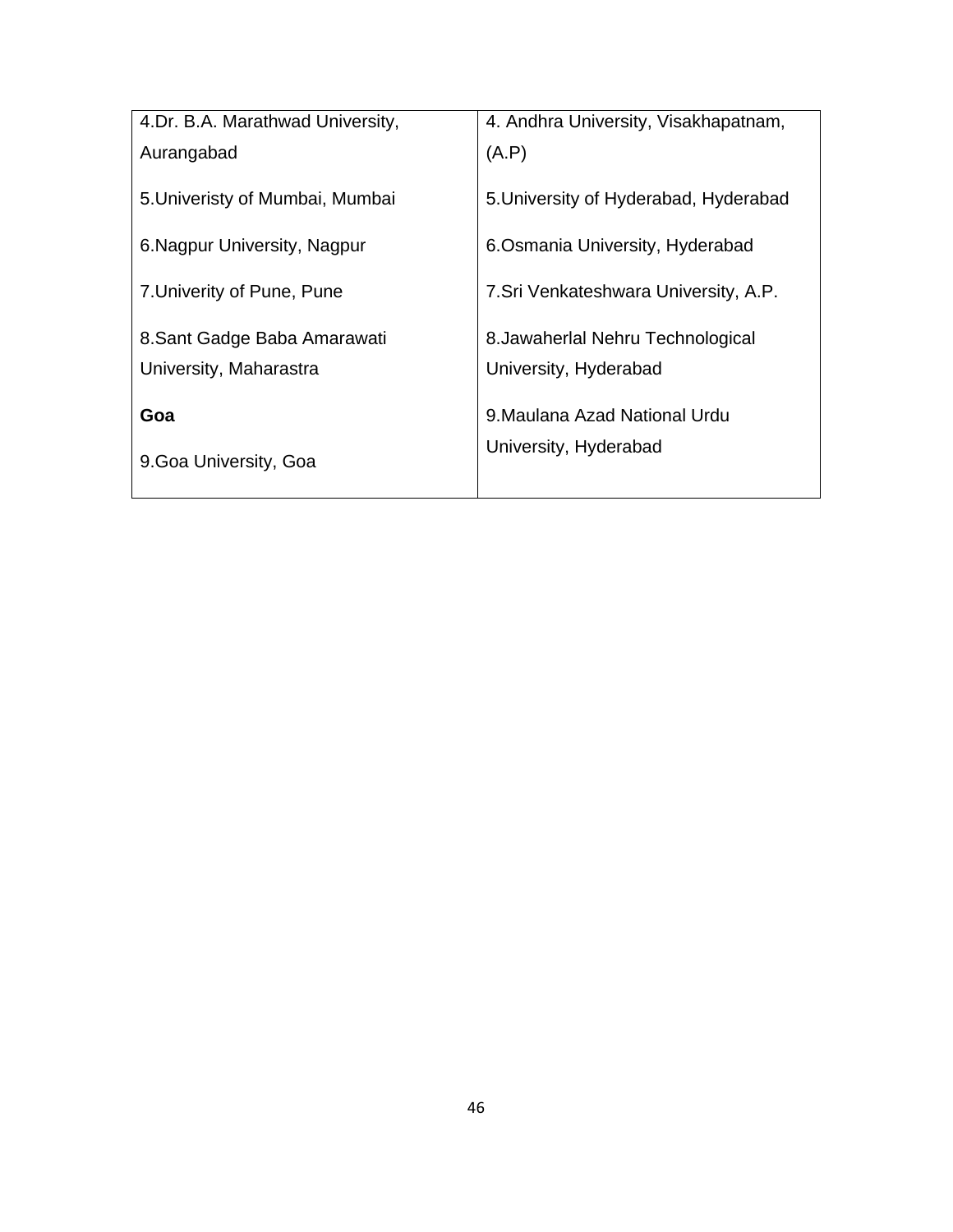| 4.Dr. B.A. Marathwad University, Aurangabad<br><br>5.Univeristy of Mumbai, Mumbai<br><br>6.Nagpur University, Nagpur<br><br>7.Univerity of Pune, Pune<br><br>8.Sant Gadge Baba Amarawati University, Maharastra<br><br>**Goa**<br><br>9.Goa University, Goa | 4. Andhra University, Visakhapatnam, (A.P)<br><br>5.University of Hyderabad, Hyderabad<br><br>6.Osmania University, Hyderabad<br><br>7.Sri Venkateshwara University, A.P.<br><br>8.Jawaherlal Nehru Technological University, Hyderabad<br><br>9.Maulana Azad National Urdu University, Hyderabad |
|---|---|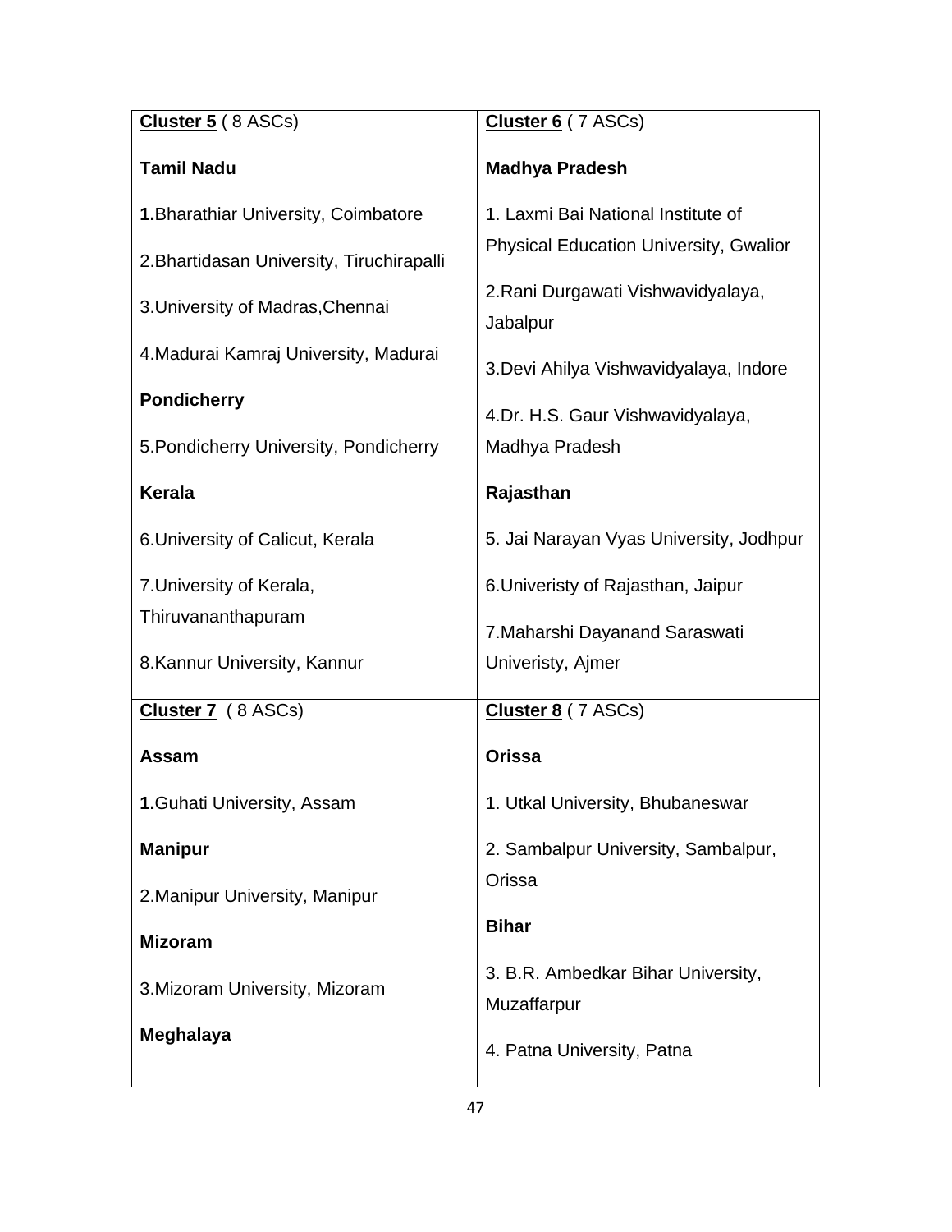| **Cluster 5** ( 8 ASCs) | **Cluster 6** ( 7 ASCs) |
|---|---|
| **Tamil Nadu**<br>**1.**Bharathiar University, Coimbatore<br>2.Bhartidasan University, Tiruchirapalli<br>3.University of Madras,Chennai<br>4.Madurai Kamraj University, Madurai<br>**Pondicherry**<br>5.Pondicherry University, Pondicherry<br>**Kerala**<br>6.University of Calicut, Kerala<br>7.University of Kerala, Thiruvananthapuram<br>8.Kannur University, Kannur | **Madhya Pradesh**<br>1. Laxmi Bai National Institute of Physical Education University, Gwalior<br>2.Rani Durgawati Vishwavidyalaya, Jabalpur<br>3.Devi Ahilya Vishwavidyalaya, Indore<br>4.Dr. H.S. Gaur Vishwavidyalaya, Madhya Pradesh<br>**Rajasthan**<br>5. Jai Narayan Vyas University, Jodhpur<br>6.Univeristy of Rajasthan, Jaipur<br>7.Maharshi Dayanand Saraswati Univeristy, Ajmer |
| **Cluster 7** ( 8 ASCs)<br>**Assam**<br>**1.**Guhati University, Assam<br>**Manipur**<br>2.Manipur University, Manipur<br>**Mizoram**<br>3.Mizoram University, Mizoram<br>**Meghalaya** | **Cluster 8** ( 7 ASCs)<br>**Orissa**<br>1. Utkal University, Bhubaneswar<br>2. Sambalpur University, Sambalpur, Orissa<br>**Bihar**<br>3. B.R. Ambedkar Bihar University, Muzaffarpur<br>4. Patna University, Patna |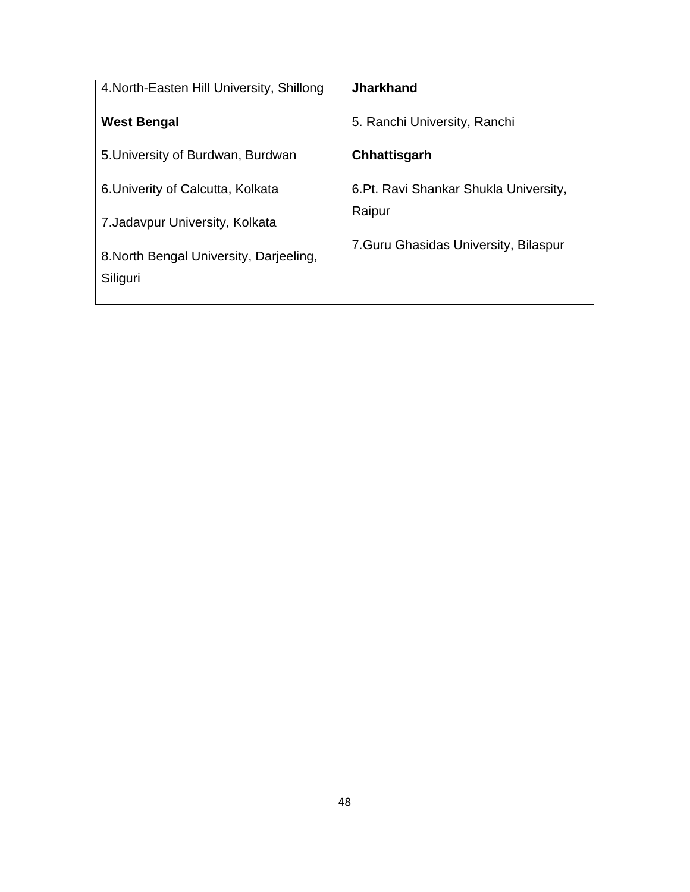| 4.North-Easten Hill University, Shillong<br><br>**West Bengal**<br><br>5.University of Burdwan, Burdwan<br><br>6.Univerity of Calcutta, Kolkata<br><br>7.Jadavpur University, Kolkata<br><br>8.North Bengal University, Darjeeling, Siliguri | **Jharkhand**<br><br>5. Ranchi University, Ranchi<br><br>**Chhattisgarh**<br><br>6.Pt. Ravi Shankar Shukla University, Raipur<br><br>7.Guru Ghasidas University, Bilaspur |
|---|---|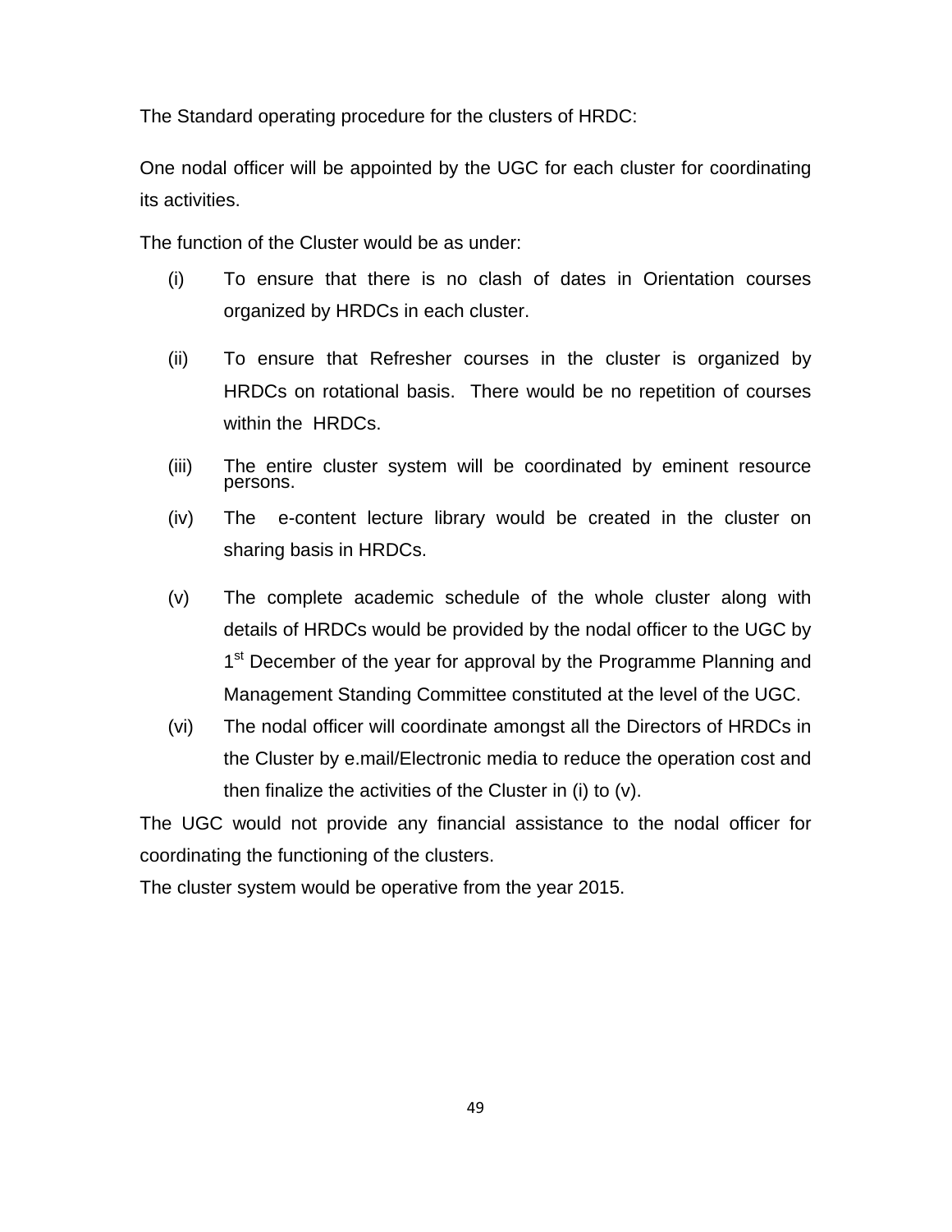The Standard operating procedure for the clusters of HRDC:

One nodal officer will be appointed by the UGC for each cluster for coordinating its activities.

The function of the Cluster would be as under:

(i) To ensure that there is no clash of dates in Orientation courses organized by HRDCs in each cluster.

(ii) To ensure that Refresher courses in the cluster is organized by HRDCs on rotational basis. There would be no repetition of courses within the HRDCs.

(iii) The entire cluster system will be coordinated by eminent resource persons.

(iv) The e-content lecture library would be created in the cluster on sharing basis in HRDCs.

(v) The complete academic schedule of the whole cluster along with details of HRDCs would be provided by the nodal officer to the UGC by 1st December of the year for approval by the Programme Planning and Management Standing Committee constituted at the level of the UGC.

(vi) The nodal officer will coordinate amongst all the Directors of HRDCs in the Cluster by e.mail/Electronic media to reduce the operation cost and then finalize the activities of the Cluster in (i) to (v).

The UGC would not provide any financial assistance to the nodal officer for coordinating the functioning of the clusters.

The cluster system would be operative from the year 2015.